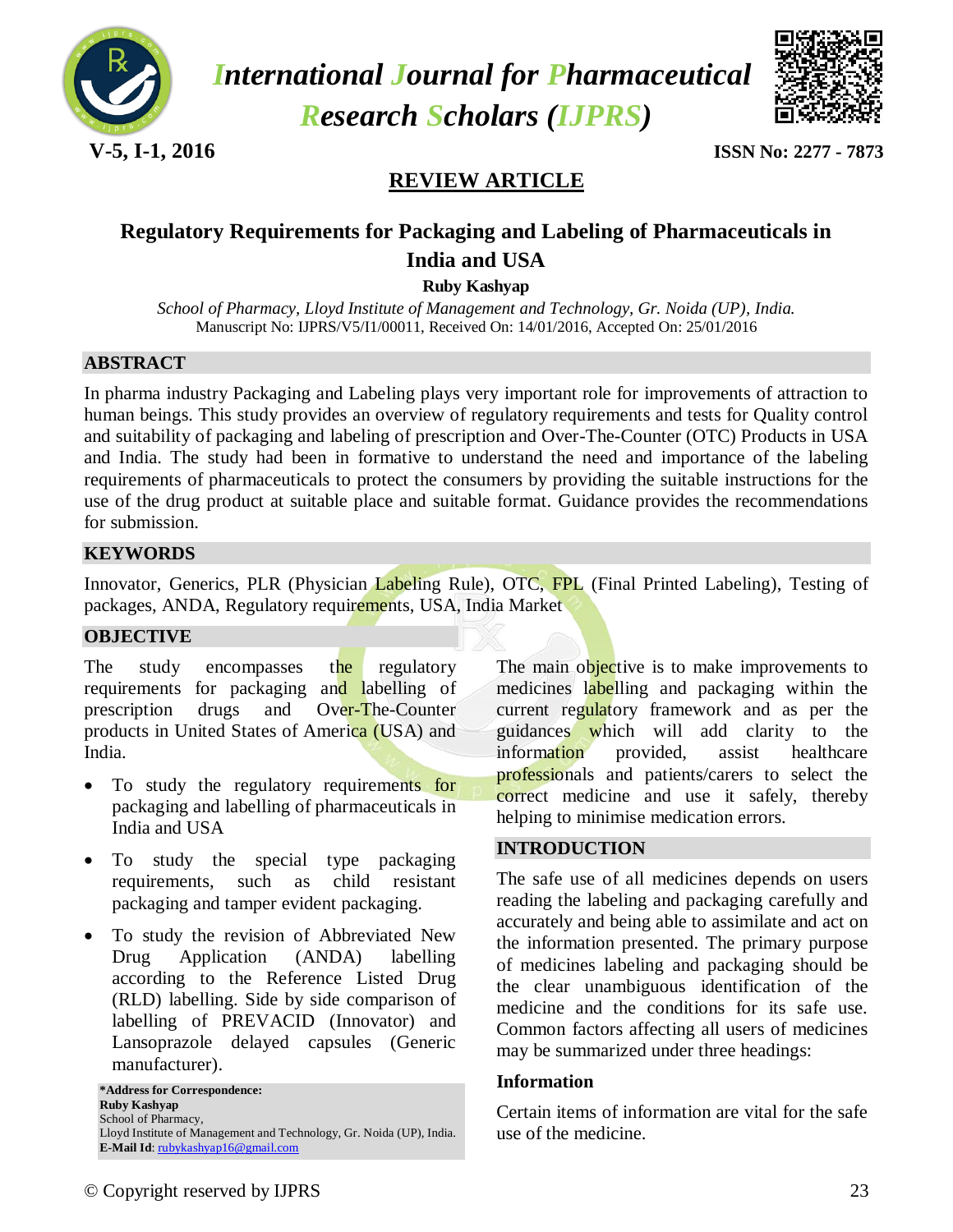# REVIEW ARTICLE

## Regulatory Requirements for Packaging and Labeling of Pharmaceuticals in India and USA

**Ruby Kashyap**

*School of Pharmacy, Lloyd Institute of Management and Technology, Gr. Noida (UP), India.*
Manuscript No: IJPRS/V5/I1/00011, Received On: 14/01/2016, Accepted On: 25/01/2016

## ABSTRACT

In pharma industry Packaging and Labeling plays very important role for improvements of attraction to human beings. This study provides an overview of regulatory requirements and tests for Quality control and suitability of packaging and labeling of prescription and Over-The-Counter (OTC) Products in USA and India. The study had been in formative to understand the need and importance of the labeling requirements of pharmaceuticals to protect the consumers by providing the suitable instructions for the use of the drug product at suitable place and suitable format. Guidance provides the recommendations for submission.

## KEYWORDS

Innovator, Generics, PLR (Physician Labeling Rule), OTC, FPL (Final Printed Labeling), Testing of packages, ANDA, Regulatory requirements, USA, India Market

## OBJECTIVE

The study encompasses the regulatory requirements for packaging and labelling of prescription drugs and Over-The-Counter products in United States of America (USA) and India.

- To study the regulatory requirements for packaging and labelling of pharmaceuticals in India and USA
- To study the special type packaging requirements, such as child resistant packaging and tamper evident packaging.
- To study the revision of Abbreviated New Drug Application (ANDA) labelling according to the Reference Listed Drug (RLD) labelling. Side by side comparison of labelling of PREVACID (Innovator) and Lansoprazole delayed capsules (Generic manufacturer).

**\*Address for Correspondence:**
**Ruby Kashyap**
School of Pharmacy,
Lloyd Institute of Management and Technology, Gr. Noida (UP), India.
**E-Mail Id**: rubykashyap16@gmail.com

The main objective is to make improvements to medicines labelling and packaging within the current regulatory framework and as per the guidances which will add clarity to the information provided, assist healthcare professionals and patients/carers to select the correct medicine and use it safely, thereby helping to minimise medication errors.

## INTRODUCTION

The safe use of all medicines depends on users reading the labeling and packaging carefully and accurately and being able to assimilate and act on the information presented. The primary purpose of medicines labeling and packaging should be the clear unambiguous identification of the medicine and the conditions for its safe use. Common factors affecting all users of medicines may be summarized under three headings:

### Information

Certain items of information are vital for the safe use of the medicine.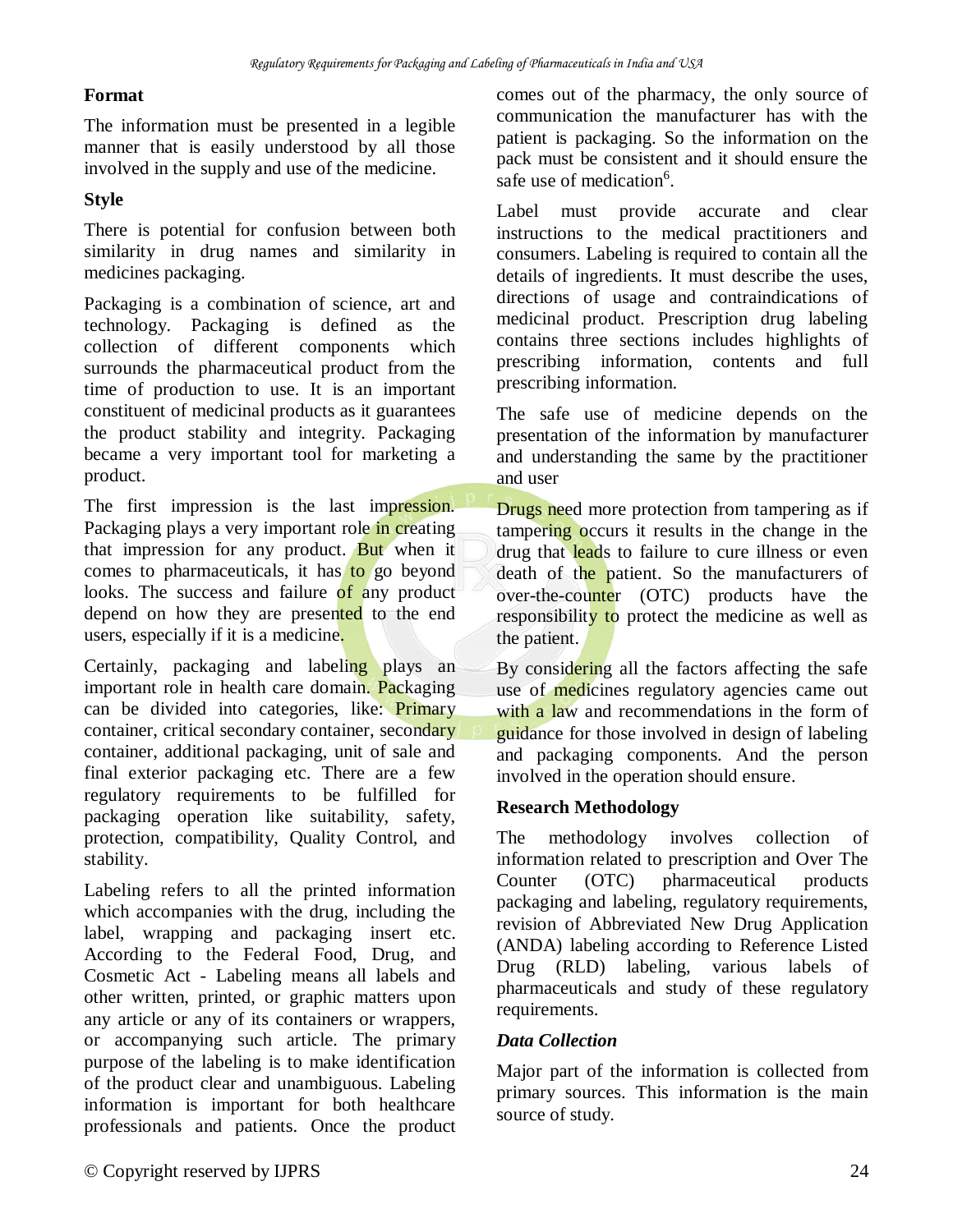### Format

The information must be presented in a legible manner that is easily understood by all those involved in the supply and use of the medicine.

### Style

There is potential for confusion between both similarity in drug names and similarity in medicines packaging.

Packaging is a combination of science, art and technology. Packaging is defined as the collection of different components which surrounds the pharmaceutical product from the time of production to use. It is an important constituent of medicinal products as it guarantees the product stability and integrity. Packaging became a very important tool for marketing a product.

The first impression is the last impression. Packaging plays a very important role in creating that impression for any product. But when it comes to pharmaceuticals, it has to go beyond looks. The success and failure of any product depend on how they are presented to the end users, especially if it is a medicine.

Certainly, packaging and labeling plays an important role in health care domain. Packaging can be divided into categories, like: Primary container, critical secondary container, secondary container, additional packaging, unit of sale and final exterior packaging etc. There are a few regulatory requirements to be fulfilled for packaging operation like suitability, safety, protection, compatibility, Quality Control, and stability.

Labeling refers to all the printed information which accompanies with the drug, including the label, wrapping and packaging insert etc. According to the Federal Food, Drug, and Cosmetic Act - Labeling means all labels and other written, printed, or graphic matters upon any article or any of its containers or wrappers, or accompanying such article. The primary purpose of the labeling is to make identification of the product clear and unambiguous. Labeling information is important for both healthcare professionals and patients. Once the product comes out of the pharmacy, the only source of communication the manufacturer has with the patient is packaging. So the information on the pack must be consistent and it should ensure the safe use of medication[6].

Label must provide accurate and clear instructions to the medical practitioners and consumers. Labeling is required to contain all the details of ingredients. It must describe the uses, directions of usage and contraindications of medicinal product. Prescription drug labeling contains three sections includes highlights of prescribing information, contents and full prescribing information.

The safe use of medicine depends on the presentation of the information by manufacturer and understanding the same by the practitioner and user

Drugs need more protection from tampering as if tampering occurs it results in the change in the drug that leads to failure to cure illness or even death of the patient. So the manufacturers of over-the-counter (OTC) products have the responsibility to protect the medicine as well as the patient.

By considering all the factors affecting the safe use of medicines regulatory agencies came out with a law and recommendations in the form of guidance for those involved in design of labeling and packaging components. And the person involved in the operation should ensure.

## Research Methodology

The methodology involves collection of information related to prescription and Over The Counter (OTC) pharmaceutical products packaging and labeling, regulatory requirements, revision of Abbreviated New Drug Application (ANDA) labeling according to Reference Listed Drug (RLD) labeling, various labels of pharmaceuticals and study of these regulatory requirements.

### *Data Collection*

Major part of the information is collected from primary sources. This information is the main source of study.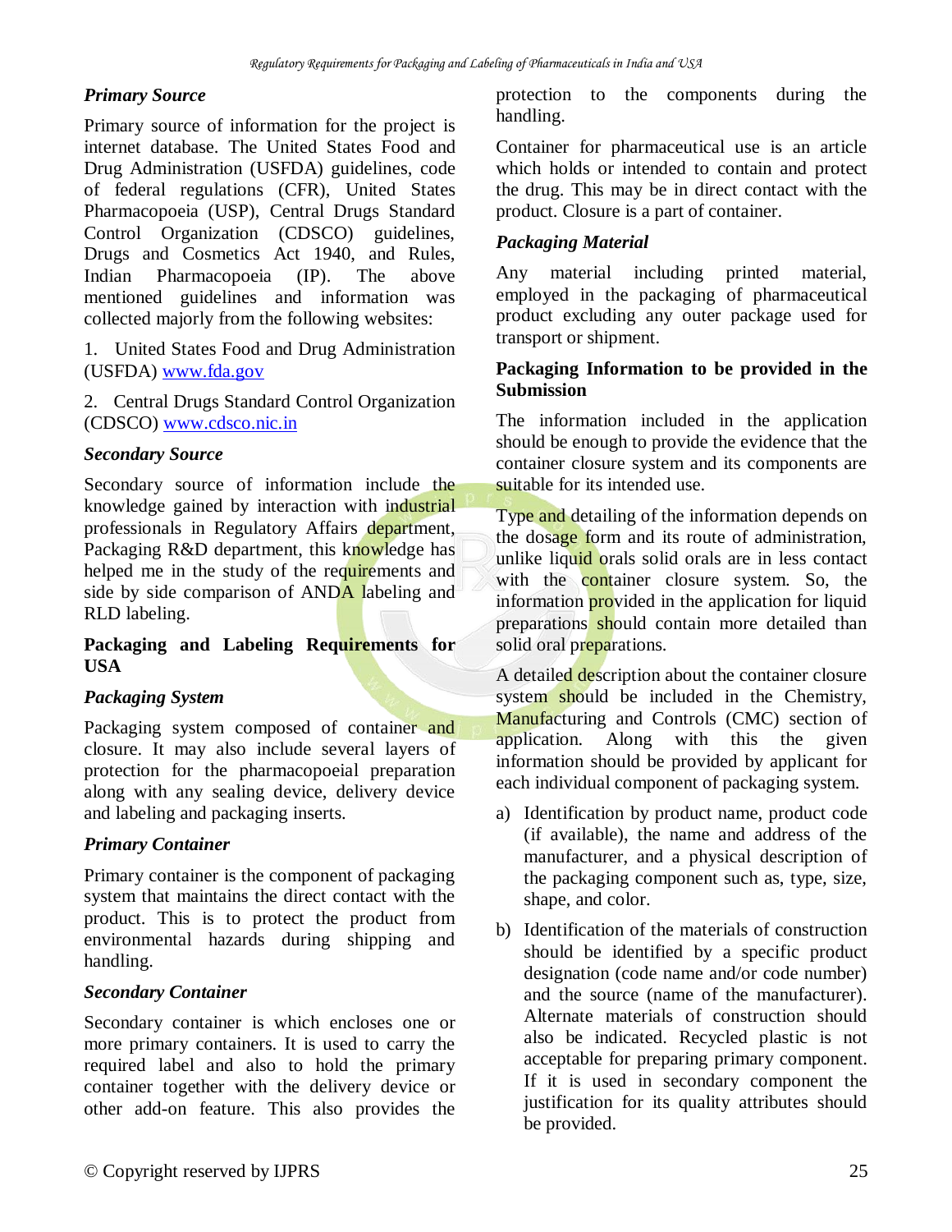*Primary Source*

Primary source of information for the project is internet database. The United States Food and Drug Administration (USFDA) guidelines, code of federal regulations (CFR), United States Pharmacopoeia (USP), Central Drugs Standard Control Organization (CDSCO) guidelines, Drugs and Cosmetics Act 1940, and Rules, Indian Pharmacopoeia (IP). The above mentioned guidelines and information was collected majorly from the following websites:

1. United States Food and Drug Administration (USFDA) www.fda.gov

2. Central Drugs Standard Control Organization (CDSCO) www.cdsco.nic.in

*Secondary Source*

Secondary source of information include the knowledge gained by interaction with industrial professionals in Regulatory Affairs department, Packaging R&D department, this knowledge has helped me in the study of the requirements and side by side comparison of ANDA labeling and RLD labeling.

**Packaging and Labeling Requirements for USA**

*Packaging System*

Packaging system composed of container and closure. It may also include several layers of protection for the pharmacopoeial preparation along with any sealing device, delivery device and labeling and packaging inserts.

*Primary Container*

Primary container is the component of packaging system that maintains the direct contact with the product. This is to protect the product from environmental hazards during shipping and handling.

*Secondary Container*

Secondary container is which encloses one or more primary containers. It is used to carry the required label and also to hold the primary container together with the delivery device or other add-on feature. This also provides the protection to the components during the handling.

Container for pharmaceutical use is an article which holds or intended to contain and protect the drug. This may be in direct contact with the product. Closure is a part of container.

*Packaging Material*

Any material including printed material, employed in the packaging of pharmaceutical product excluding any outer package used for transport or shipment.

**Packaging Information to be provided in the Submission**

The information included in the application should be enough to provide the evidence that the container closure system and its components are suitable for its intended use.

Type and detailing of the information depends on the dosage form and its route of administration, unlike liquid orals solid orals are in less contact with the container closure system. So, the information provided in the application for liquid preparations should contain more detailed than solid oral preparations.

A detailed description about the container closure system should be included in the Chemistry, Manufacturing and Controls (CMC) section of application. Along with this the given information should be provided by applicant for each individual component of packaging system.

a) Identification by product name, product code (if available), the name and address of the manufacturer, and a physical description of the packaging component such as, type, size, shape, and color.

b) Identification of the materials of construction should be identified by a specific product designation (code name and/or code number) and the source (name of the manufacturer). Alternate materials of construction should also be indicated. Recycled plastic is not acceptable for preparing primary component. If it is used in secondary component the justification for its quality attributes should be provided.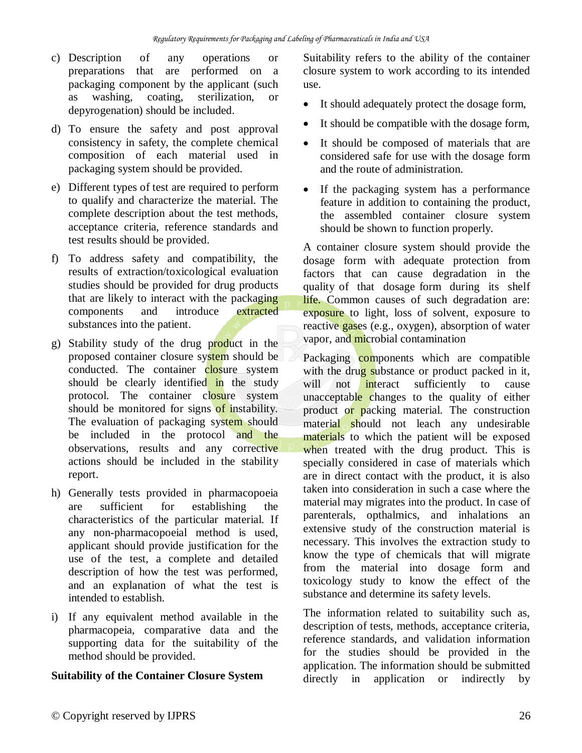c) Description of any operations or preparations that are performed on a packaging component by the applicant (such as washing, coating, sterilization, or depyrogenation) should be included.

d) To ensure the safety and post approval consistency in safety, the complete chemical composition of each material used in packaging system should be provided.

e) Different types of test are required to perform to qualify and characterize the material. The complete description about the test methods, acceptance criteria, reference standards and test results should be provided.

f) To address safety and compatibility, the results of extraction/toxicological evaluation studies should be provided for drug products that are likely to interact with the packaging components and introduce extracted substances into the patient.

g) Stability study of the drug product in the proposed container closure system should be conducted. The container closure system should be clearly identified in the study protocol. The container closure system should be monitored for signs of instability. The evaluation of packaging system should be included in the protocol and the observations, results and any corrective actions should be included in the stability report.

h) Generally tests provided in pharmacopoeia are sufficient for establishing the characteristics of the particular material. If any non-pharmacopoeial method is used, applicant should provide justification for the use of the test, a complete and detailed description of how the test was performed, and an explanation of what the test is intended to establish.

i) If any equivalent method available in the pharmacopeia, comparative data and the supporting data for the suitability of the method should be provided.

**Suitability of the Container Closure System**

Suitability refers to the ability of the container closure system to work according to its intended use.

- It should adequately protect the dosage form,
- It should be compatible with the dosage form,
- It should be composed of materials that are considered safe for use with the dosage form and the route of administration.
- If the packaging system has a performance feature in addition to containing the product, the assembled container closure system should be shown to function properly.

A container closure system should provide the dosage form with adequate protection from factors that can cause degradation in the quality of that dosage form during its shelf life. Common causes of such degradation are: exposure to light, loss of solvent, exposure to reactive gases (e.g., oxygen), absorption of water vapor, and microbial contamination

Packaging components which are compatible with the drug substance or product packed in it, will not interact sufficiently to cause unacceptable changes to the quality of either product or packing material. The construction material should not leach any undesirable materials to which the patient will be exposed when treated with the drug product. This is specially considered in case of materials which are in direct contact with the product, it is also taken into consideration in such a case where the material may migrates into the product. In case of parenterals, opthalmics, and inhalations an extensive study of the construction material is necessary. This involves the extraction study to know the type of chemicals that will migrate from the material into dosage form and toxicology study to know the effect of the substance and determine its safety levels.

The information related to suitability such as, description of tests, methods, acceptance criteria, reference standards, and validation information for the studies should be provided in the application. The information should be submitted directly in application or indirectly by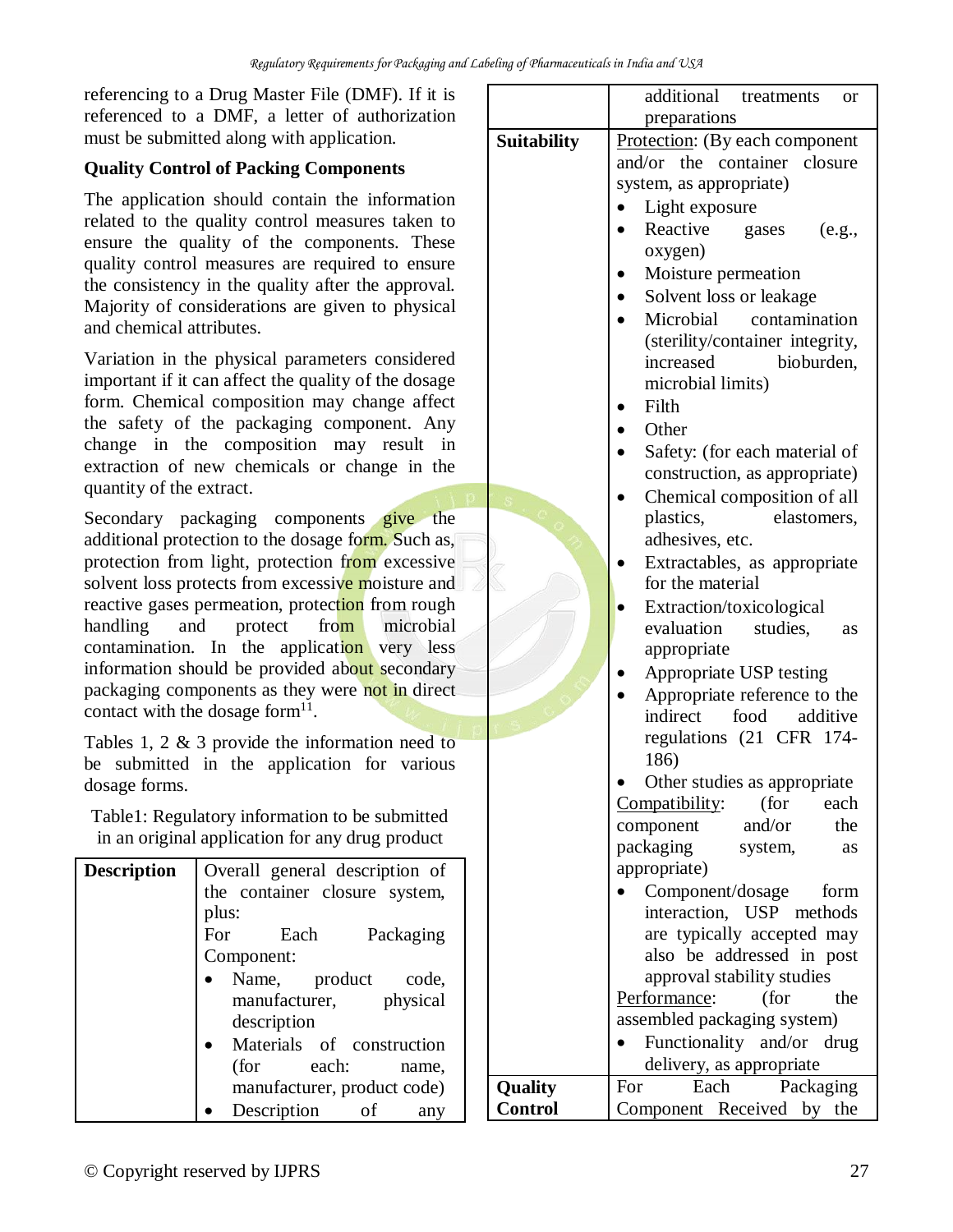referencing to a Drug Master File (DMF). If it is referenced to a DMF, a letter of authorization must be submitted along with application.

**Quality Control of Packing Components**

The application should contain the information related to the quality control measures taken to ensure the quality of the components. These quality control measures are required to ensure the consistency in the quality after the approval. Majority of considerations are given to physical and chemical attributes.

Variation in the physical parameters considered important if it can affect the quality of the dosage form. Chemical composition may change affect the safety of the packaging component. Any change in the composition may result in extraction of new chemicals or change in the quantity of the extract.

Secondary packaging components give the additional protection to the dosage form. Such as, protection from light, protection from excessive solvent loss protects from excessive moisture and reactive gases permeation, protection from rough handling and protect from microbial contamination. In the application very less information should be provided about secondary packaging components as they were not in direct contact with the dosage form[11].

Tables 1, 2 & 3 provide the information need to be submitted in the application for various dosage forms.

Table1: Regulatory information to be submitted in an original application for any drug product

| | |
|---|---|
| **Description** | Overall general description of the container closure system, plus: For Each Packaging Component: <br>• Name, product code, manufacturer, physical description <br>• Materials of construction (for each: name, manufacturer, product code) <br>• Description of any additional treatments or preparations |
| **Suitability** | Protection: (By each component and/or the container closure system, as appropriate) <br>• Light exposure <br>• Reactive gases (e.g., oxygen) <br>• Moisture permeation <br>• Solvent loss or leakage <br>• Microbial contamination (sterility/container integrity, increased bioburden, microbial limits) <br>• Filth <br>• Other <br>• Safety: (for each material of construction, as appropriate) <br>• Chemical composition of all plastics, elastomers, adhesives, etc. <br>• Extractables, as appropriate for the material <br>• Extraction/toxicological evaluation studies, as appropriate <br>• Appropriate USP testing <br>• Appropriate reference to the indirect food additive regulations (21 CFR 174-186) <br>• Other studies as appropriate <br>Compatibility: (for each component and/or the packaging system, as appropriate) <br>• Component/dosage form interaction, USP methods are typically accepted may also be addressed in post approval stability studies <br>Performance: (for the assembled packaging system) <br>• Functionality and/or drug delivery, as appropriate |
| **Quality Control** | For Each Packaging Component Received by the |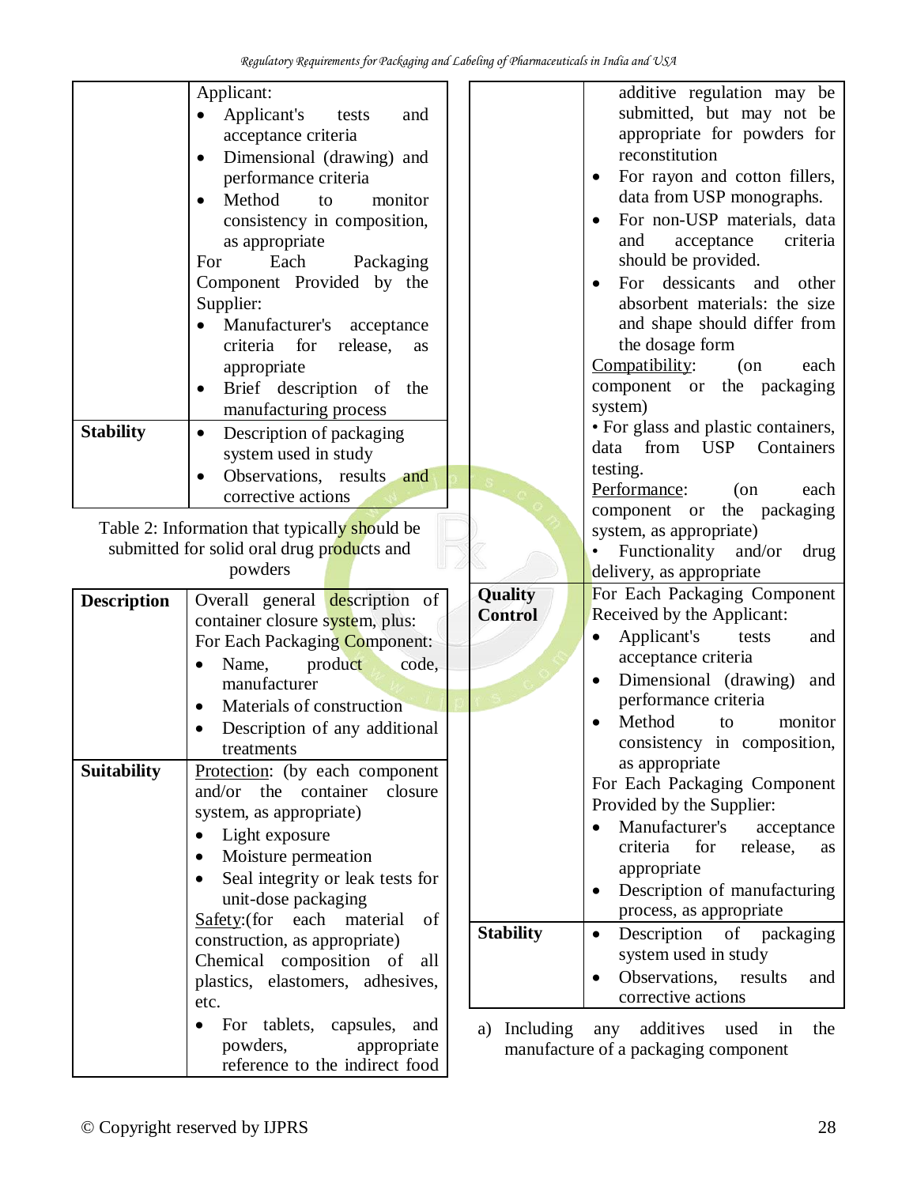| | Applicant:<br>• Applicant's tests and acceptance criteria<br>• Dimensional (drawing) and performance criteria<br>• Method to monitor consistency in composition, as appropriate<br>For Each Packaging Component Provided by the Supplier:<br>• Manufacturer's acceptance criteria for release, as appropriate<br>• Brief description of the manufacturing process |
|---|---|
| **Stability** | • Description of packaging system used in study<br>• Observations, results and corrective actions |

Table 2: Information that typically should be submitted for solid oral drug products and powders

| **Description** | Overall general description of container closure system, plus:<br>For Each Packaging Component:<br>• Name, product code, manufacturer<br>• Materials of construction<br>• Description of any additional treatments |
|---|---|
| **Suitability** | Protection: (by each component and/or the container closure system, as appropriate)<br>• Light exposure<br>• Moisture permeation<br>• Seal integrity or leak tests for unit-dose packaging<br>Safety:(for each material of construction, as appropriate)<br>Chemical composition of all plastics, elastomers, adhesives, etc.<br>• For tablets, capsules, and powders, appropriate reference to the indirect food additive regulation may be submitted, but may not be appropriate for powders for reconstitution<br>• For rayon and cotton fillers, data from USP monographs.<br>• For non-USP materials, data and acceptance criteria should be provided.<br>• For dessicants and other absorbent materials: the size and shape should differ from the dosage form<br>Compatibility: (on each component or the packaging system)<br>• For glass and plastic containers, data from USP Containers testing.<br>Performance: (on each component or the packaging system, as appropriate)<br>• Functionality and/or drug delivery, as appropriate |
| **Quality Control** | For Each Packaging Component Received by the Applicant:<br>• Applicant's tests and acceptance criteria<br>• Dimensional (drawing) and performance criteria<br>• Method to monitor consistency in composition, as appropriate<br>For Each Packaging Component Provided by the Supplier:<br>• Manufacturer's acceptance criteria for release, as appropriate<br>• Description of manufacturing process, as appropriate |
| **Stability** | • Description of packaging system used in study<br>• Observations, results and corrective actions |

a) Including any additives used in the manufacture of a packaging component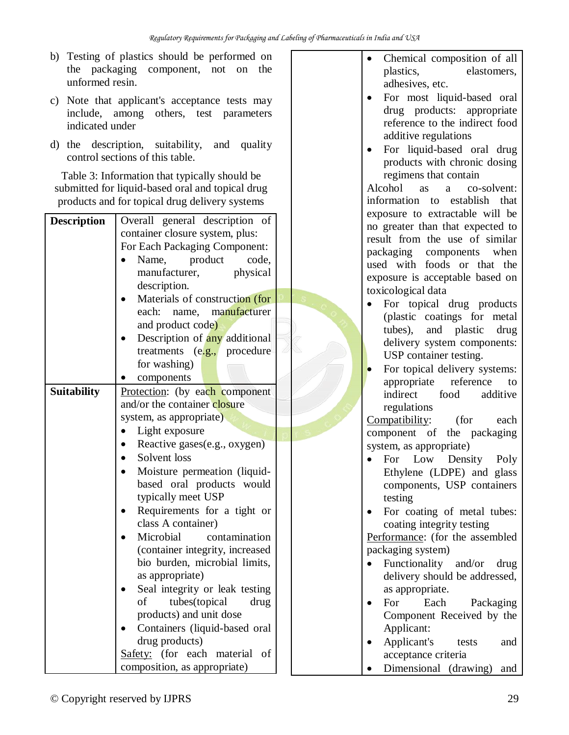b) Testing of plastics should be performed on the packaging component, not on the unformed resin.

c) Note that applicant's acceptance tests may include, among others, test parameters indicated under

d) the description, suitability, and quality control sections of this table.

Table 3: Information that typically should be submitted for liquid-based oral and topical drug products and for topical drug delivery systems

| | |
|---|---|
| **Description** | Overall general description of container closure system, plus:<br>For Each Packaging Component:<br>• Name, product code, manufacturer, physical description.<br>• Materials of construction (for each: name, manufacturer and product code)<br>• Description of any additional treatments (e.g., procedure for washing)<br>• components |
| **Suitability** | <u>Protection</u>: (by each component and/or the container closure system, as appropriate)<br>• Light exposure<br>• Reactive gases(e.g., oxygen)<br>• Solvent loss<br>• Moisture permeation (liquid-based oral products would typically meet USP<br>• Requirements for a tight or class A container)<br>• Microbial contamination (container integrity, increased bio burden, microbial limits, as appropriate)<br>• Seal integrity or leak testing of tubes(topical drug products) and unit dose<br>• Containers (liquid-based oral drug products)<br><u>Safety:</u> (for each material of composition, as appropriate)<br>• Chemical composition of all plastics, elastomers, adhesives, etc.<br>• For most liquid-based oral drug products: appropriate reference to the indirect food additive regulations<br>• For liquid-based oral drug products with chronic dosing regimens that contain<br>Alcohol as a co-solvent: information to establish that exposure to extractable will be no greater than that expected to result from the use of similar packaging components when used with foods or that the exposure is acceptable based on toxicological data<br>• For topical drug products (plastic coatings for metal tubes), and plastic drug delivery system components: USP container testing.<br>• For topical delivery systems: appropriate reference to indirect food additive regulations<br><u>Compatibility</u>: (for each component of the packaging system, as appropriate)<br>• For Low Density Poly Ethylene (LDPE) and glass components, USP containers testing<br>• For coating of metal tubes: coating integrity testing<br><u>Performance</u>: (for the assembled packaging system)<br>• Functionality and/or drug delivery should be addressed, as appropriate.<br>• For Each Packaging Component Received by the Applicant:<br>• Applicant's tests and acceptance criteria<br>• Dimensional (drawing) and |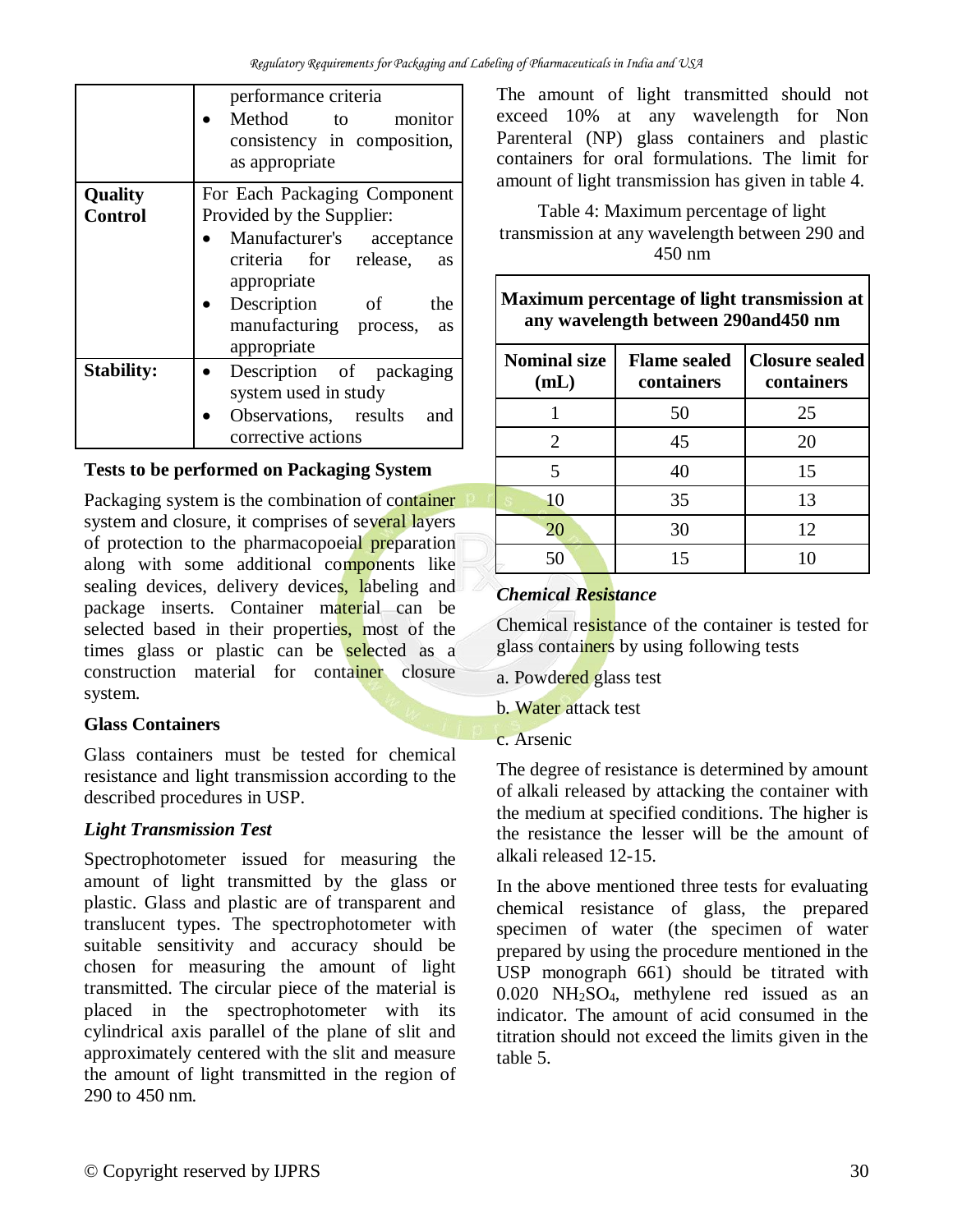| | performance criteria<br>• Method to monitor consistency in composition, as appropriate |
|---|---|
| **Quality Control** | For Each Packaging Component Provided by the Supplier:<br>• Manufacturer's acceptance criteria for release, as appropriate<br>• Description of the manufacturing process, as appropriate |
| **Stability:** | • Description of packaging system used in study<br>• Observations, results and corrective actions |

### Tests to be performed on Packaging System

Packaging system is the combination of container system and closure, it comprises of several layers of protection to the pharmacopoeial preparation along with some additional components like sealing devices, delivery devices, labeling and package inserts. Container material can be selected based in their properties, most of the times glass or plastic can be selected as a construction material for container closure system.

### Glass Containers

Glass containers must be tested for chemical resistance and light transmission according to the described procedures in USP.

#### *Light Transmission Test*

Spectrophotometer issued for measuring the amount of light transmitted by the glass or plastic. Glass and plastic are of transparent and translucent types. The spectrophotometer with suitable sensitivity and accuracy should be chosen for measuring the amount of light transmitted. The circular piece of the material is placed in the spectrophotometer with its cylindrical axis parallel of the plane of slit and approximately centered with the slit and measure the amount of light transmitted in the region of 290 to 450 nm.

The amount of light transmitted should not exceed 10% at any wavelength for Non Parenteral (NP) glass containers and plastic containers for oral formulations. The limit for amount of light transmission has given in table 4.

Table 4: Maximum percentage of light transmission at any wavelength between 290 and 450 nm

| **Maximum percentage of light transmission at any wavelength between 290and450 nm** | | |
|---|---|---|
| **Nominal size (mL)** | **Flame sealed containers** | **Closure sealed containers** |
| 1 | 50 | 25 |
| 2 | 45 | 20 |
| 5 | 40 | 15 |
| 10 | 35 | 13 |
| 20 | 30 | 12 |
| 50 | 15 | 10 |

#### *Chemical Resistance*

Chemical resistance of the container is tested for glass containers by using following tests

a. Powdered glass test

b. Water attack test

c. Arsenic

The degree of resistance is determined by amount of alkali released by attacking the container with the medium at specified conditions. The higher is the resistance the lesser will be the amount of alkali released 12-15.

In the above mentioned three tests for evaluating chemical resistance of glass, the prepared specimen of water (the specimen of water prepared by using the procedure mentioned in the USP monograph 661) should be titrated with 0.020 $NH_2SO_4$, methylene red issued as an indicator. The amount of acid consumed in the titration should not exceed the limits given in the table 5.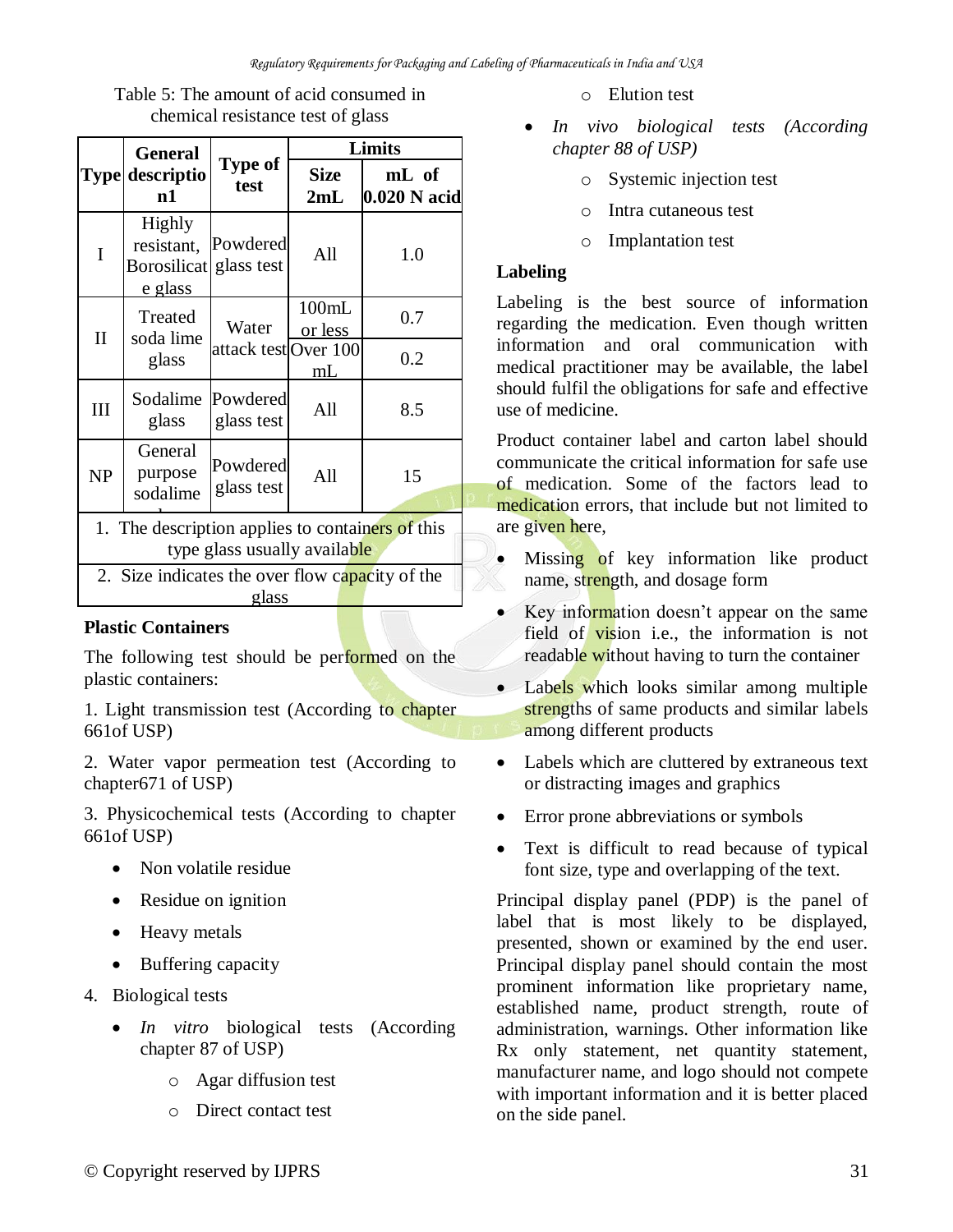Table 5: The amount of acid consumed in chemical resistance test of glass

| Type | General description1 | Type of test | Limits | |
|---|---|---|---|---|
| | | | Size 2mL | mL of 0.020 N acid |
| I | Highly resistant, Borosilicate glass | Powdered glass test | All | 1.0 |
| II | Treated soda lime glass | Water attack test | 100mL or less | 0.7 |
| | | | Over 100 mL | 0.2 |
| III | Sodalime glass | Powdered glass test | All | 8.5 |
| NP | General purpose sodalime | Powdered glass test | All | 15 |

1. The description applies to containers of this type glass usually available
2. Size indicates the over flow capacity of the glass

**Plastic Containers**

The following test should be performed on the plastic containers:

1. Light transmission test (According to chapter 661of USP)

2. Water vapor permeation test (According to chapter671 of USP)

3. Physicochemical tests (According to chapter 661of USP)

- Non volatile residue
- Residue on ignition
- Heavy metals
- Buffering capacity

4. Biological tests

- *In vitro* biological tests (According chapter 87 of USP)
  - Agar diffusion test
  - Direct contact test
  - Elution test
- *In vivo biological tests (According chapter 88 of USP)*
  - Systemic injection test
  - Intra cutaneous test
  - Implantation test

**Labeling**

Labeling is the best source of information regarding the medication. Even though written information and oral communication with medical practitioner may be available, the label should fulfil the obligations for safe and effective use of medicine.

Product container label and carton label should communicate the critical information for safe use of medication. Some of the factors lead to medication errors, that include but not limited to are given here,

- Missing of key information like product name, strength, and dosage form
- Key information doesn't appear on the same field of vision i.e., the information is not readable without having to turn the container
- Labels which looks similar among multiple strengths of same products and similar labels among different products
- Labels which are cluttered by extraneous text or distracting images and graphics
- Error prone abbreviations or symbols
- Text is difficult to read because of typical font size, type and overlapping of the text.

Principal display panel (PDP) is the panel of label that is most likely to be displayed, presented, shown or examined by the end user. Principal display panel should contain the most prominent information like proprietary name, established name, product strength, route of administration, warnings. Other information like Rx only statement, net quantity statement, manufacturer name, and logo should not compete with important information and it is better placed on the side panel.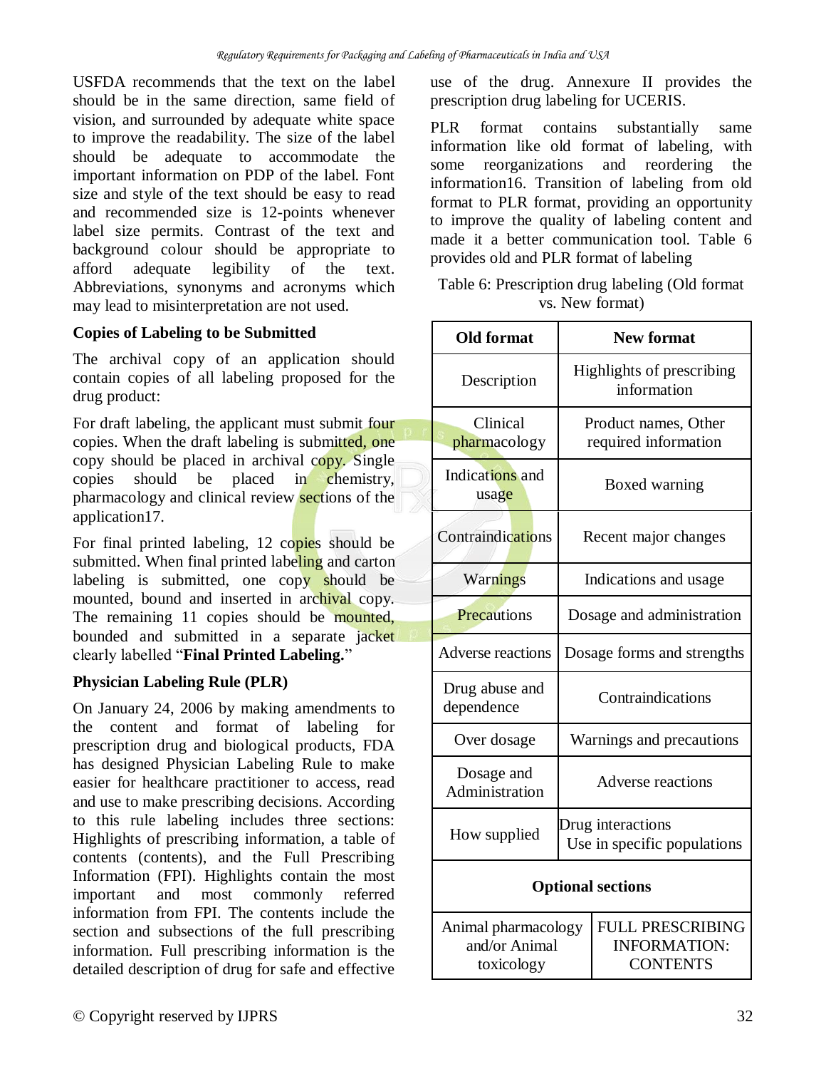USFDA recommends that the text on the label should be in the same direction, same field of vision, and surrounded by adequate white space to improve the readability. The size of the label should be adequate to accommodate the important information on PDP of the label. Font size and style of the text should be easy to read and recommended size is 12-points whenever label size permits. Contrast of the text and background colour should be appropriate to afford adequate legibility of the text. Abbreviations, synonyms and acronyms which may lead to misinterpretation are not used.

**Copies of Labeling to be Submitted**

The archival copy of an application should contain copies of all labeling proposed for the drug product:

For draft labeling, the applicant must submit four copies. When the draft labeling is submitted, one copy should be placed in archival copy. Single copies should be placed in chemistry, pharmacology and clinical review sections of the application17.

For final printed labeling, 12 copies should be submitted. When final printed labeling and carton labeling is submitted, one copy should be mounted, bound and inserted in archival copy. The remaining 11 copies should be mounted, bounded and submitted in a separate jacket clearly labelled "**Final Printed Labeling.**"

**Physician Labeling Rule (PLR)**

On January 24, 2006 by making amendments to the content and format of labeling for prescription drug and biological products, FDA has designed Physician Labeling Rule to make easier for healthcare practitioner to access, read and use to make prescribing decisions. According to this rule labeling includes three sections: Highlights of prescribing information, a table of contents (contents), and the Full Prescribing Information (FPI). Highlights contain the most important and most commonly referred information from FPI. The contents include the section and subsections of the full prescribing information. Full prescribing information is the detailed description of drug for safe and effective use of the drug. Annexure II provides the prescription drug labeling for UCERIS.

PLR format contains substantially same information like old format of labeling, with some reorganizations and reordering the information16. Transition of labeling from old format to PLR format, providing an opportunity to improve the quality of labeling content and made it a better communication tool. Table 6 provides old and PLR format of labeling

Table 6: Prescription drug labeling (Old format vs. New format)

| Old format | New format |
|---|---|
| Description | Highlights of prescribing information |
| Clinical pharmacology | Product names, Other required information |
| Indications and usage | Boxed warning |
| Contraindications | Recent major changes |
| Warnings | Indications and usage |
| Precautions | Dosage and administration |
| Adverse reactions | Dosage forms and strengths |
| Drug abuse and dependence | Contraindications |
| Over dosage | Warnings and precautions |
| Dosage and Administration | Adverse reactions |
| How supplied | Drug interactions<br>Use in specific populations |
| **Optional sections** | |
| Animal pharmacology and/or Animal toxicology | FULL PRESCRIBING INFORMATION: CONTENTS |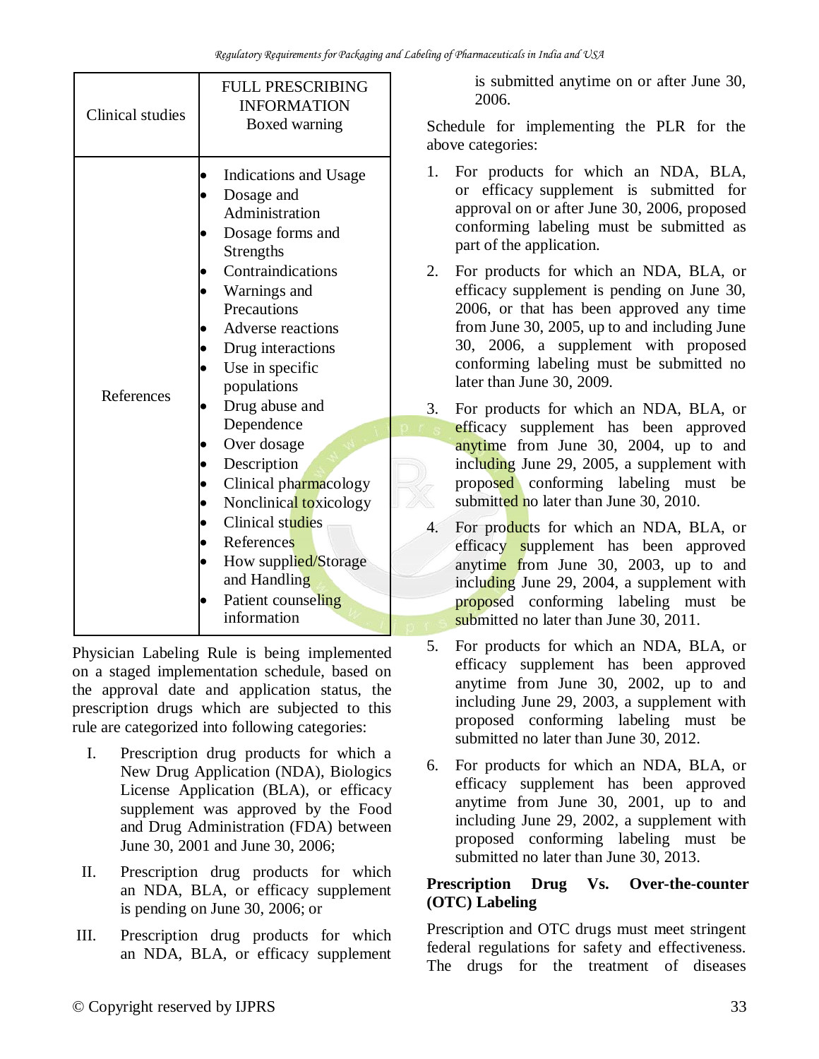| Clinical studies | FULL PRESCRIBING INFORMATION Boxed warning |
|---|---|
| References | • Indications and Usage<br>• Dosage and Administration<br>• Dosage forms and Strengths<br>• Contraindications<br>• Warnings and Precautions<br>• Adverse reactions<br>• Drug interactions<br>• Use in specific populations<br>• Drug abuse and Dependence<br>• Over dosage<br>• Description<br>• Clinical pharmacology<br>• Nonclinical toxicology<br>• Clinical studies<br>• References<br>• How supplied/Storage and Handling<br>• Patient counseling information |

Physician Labeling Rule is being implemented on a staged implementation schedule, based on the approval date and application status, the prescription drugs which are subjected to this rule are categorized into following categories:

I. Prescription drug products for which a New Drug Application (NDA), Biologics License Application (BLA), or efficacy supplement was approved by the Food and Drug Administration (FDA) between June 30, 2001 and June 30, 2006;

II. Prescription drug products for which an NDA, BLA, or efficacy supplement is pending on June 30, 2006; or

III. Prescription drug products for which an NDA, BLA, or efficacy supplement is submitted anytime on or after June 30, 2006.

Schedule for implementing the PLR for the above categories:

1. For products for which an NDA, BLA, or efficacy supplement is submitted for approval on or after June 30, 2006, proposed conforming labeling must be submitted as part of the application.
2. For products for which an NDA, BLA, or efficacy supplement is pending on June 30, 2006, or that has been approved any time from June 30, 2005, up to and including June 30, 2006, a supplement with proposed conforming labeling must be submitted no later than June 30, 2009.
3. For products for which an NDA, BLA, or efficacy supplement has been approved anytime from June 30, 2004, up to and including June 29, 2005, a supplement with proposed conforming labeling must be submitted no later than June 30, 2010.
4. For products for which an NDA, BLA, or efficacy supplement has been approved anytime from June 30, 2003, up to and including June 29, 2004, a supplement with proposed conforming labeling must be submitted no later than June 30, 2011.
5. For products for which an NDA, BLA, or efficacy supplement has been approved anytime from June 30, 2002, up to and including June 29, 2003, a supplement with proposed conforming labeling must be submitted no later than June 30, 2012.
6. For products for which an NDA, BLA, or efficacy supplement has been approved anytime from June 30, 2001, up to and including June 29, 2002, a supplement with proposed conforming labeling must be submitted no later than June 30, 2013.

**Prescription Drug Vs. Over-the-counter (OTC) Labeling**

Prescription and OTC drugs must meet stringent federal regulations for safety and effectiveness. The drugs for the treatment of diseases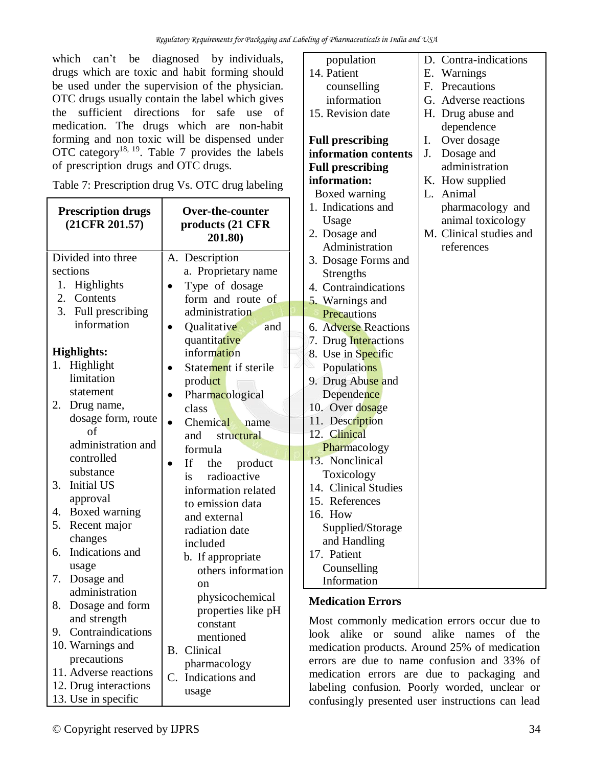which can't be diagnosed by individuals, drugs which are toxic and habit forming should be used under the supervision of the physician. OTC drugs usually contain the label which gives the sufficient directions for safe use of medication. The drugs which are non-habit forming and non toxic will be dispensed under OTC category[18, 19]. Table 7 provides the labels of prescription drugs and OTC drugs.

Table 7: Prescription drug Vs. OTC drug labeling

| Prescription drugs (21CFR 201.57) | Over-the-counter products (21 CFR 201.80) |
|---|---|
| Divided into three sections<br>1. Highlights<br>2. Contents<br>3. Full prescribing information<br><br>**Highlights:**<br>1. Highlight limitation statement<br>2. Drug name, dosage form, route of administration and controlled substance<br>3. Initial US approval<br>4. Boxed warning<br>5. Recent major changes<br>6. Indications and usage<br>7. Dosage and administration<br>8. Dosage and form and strength<br>9. Contraindications<br>10. Warnings and precautions<br>11. Adverse reactions<br>12. Drug interactions<br>13. Use in specific population<br>14. Patient counselling information<br>15. Revision date<br><br>**Full prescribing information contents**<br>**Full prescribing information:**<br>Boxed warning<br>1. Indications and Usage<br>2. Dosage and Administration<br>3. Dosage Forms and Strengths<br>4. Contraindications<br>5. Warnings and Precautions<br>6. Adverse Reactions<br>7. Drug Interactions<br>8. Use in Specific Populations<br>9. Drug Abuse and Dependence<br>10. Over dosage<br>11. Description<br>12. Clinical Pharmacology<br>13. Nonclinical Toxicology<br>14. Clinical Studies<br>15. References<br>16. How Supplied/Storage and Handling<br>17. Patient Counselling Information | A. Description<br>a. Proprietary name<br>• Type of dosage form and route of administration<br>• Qualitative and quantitative information<br>• Statement if sterile product<br>• Pharmacological class<br>• Chemical name and structural formula<br>• If the product is radioactive information related to emission data and external radiation date included<br>b. If appropriate others information on physicochemical properties like pH constant mentioned<br>B. Clinical pharmacology<br>C. Indications and usage<br>D. Contra-indications<br>E. Warnings<br>F. Precautions<br>G. Adverse reactions<br>H. Drug abuse and dependence<br>I. Over dosage<br>J. Dosage and administration<br>K. How supplied<br>L. Animal pharmacology and animal toxicology<br>M. Clinical studies and references |

**Medication Errors**

Most commonly medication errors occur due to look alike or sound alike names of the medication products. Around 25% of medication errors are due to name confusion and 33% of medication errors are due to packaging and labeling confusion. Poorly worded, unclear or confusingly presented user instructions can lead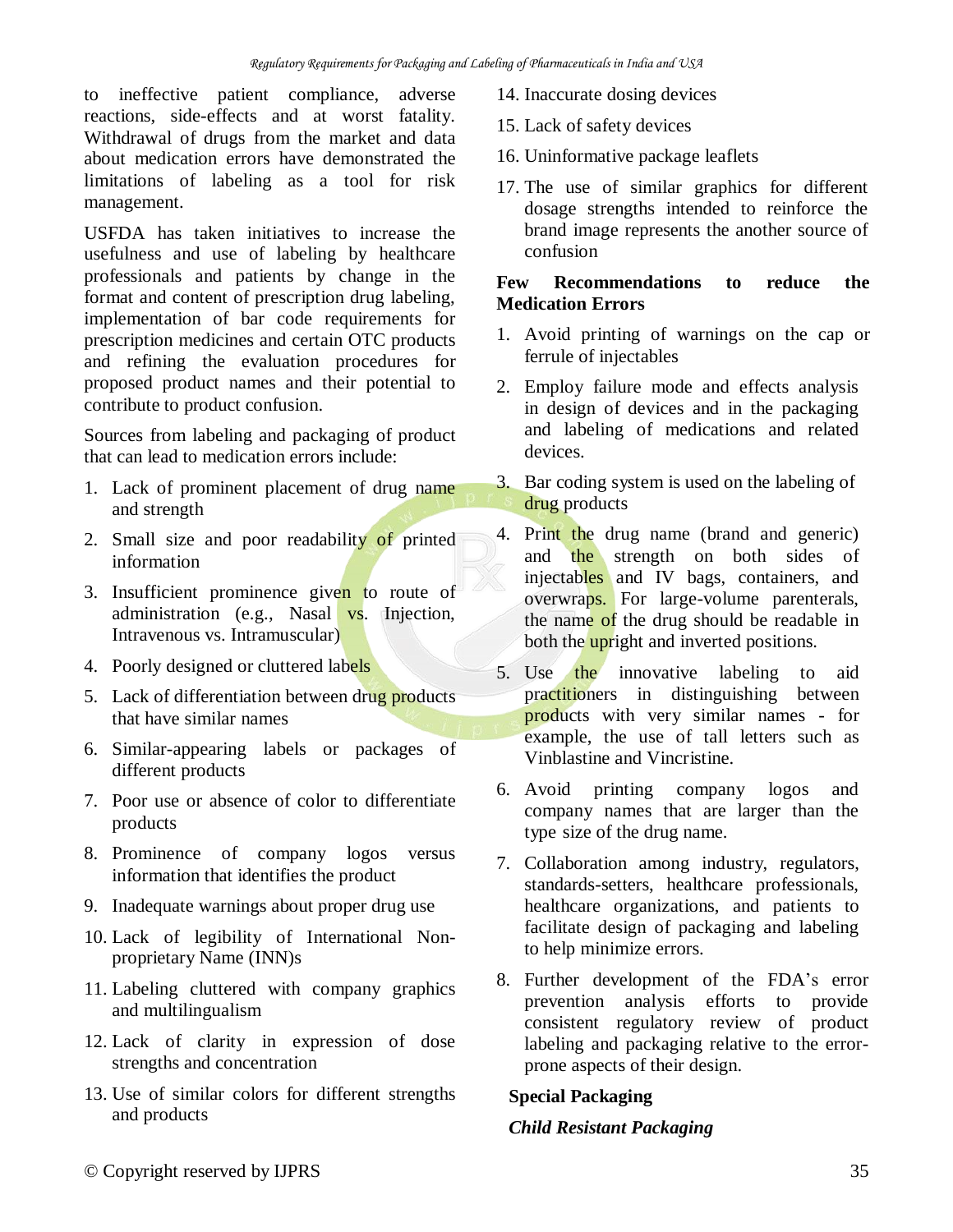to ineffective patient compliance, adverse reactions, side-effects and at worst fatality. Withdrawal of drugs from the market and data about medication errors have demonstrated the limitations of labeling as a tool for risk management.

USFDA has taken initiatives to increase the usefulness and use of labeling by healthcare professionals and patients by change in the format and content of prescription drug labeling, implementation of bar code requirements for prescription medicines and certain OTC products and refining the evaluation procedures for proposed product names and their potential to contribute to product confusion.

Sources from labeling and packaging of product that can lead to medication errors include:

1. Lack of prominent placement of drug name and strength
2. Small size and poor readability of printed information
3. Insufficient prominence given to route of administration (e.g., Nasal vs. Injection, Intravenous vs. Intramuscular)
4. Poorly designed or cluttered labels
5. Lack of differentiation between drug products that have similar names
6. Similar-appearing labels or packages of different products
7. Poor use or absence of color to differentiate products
8. Prominence of company logos versus information that identifies the product
9. Inadequate warnings about proper drug use
10. Lack of legibility of International Non-proprietary Name (INN)s
11. Labeling cluttered with company graphics and multilingualism
12. Lack of clarity in expression of dose strengths and concentration
13. Use of similar colors for different strengths and products
14. Inaccurate dosing devices
15. Lack of safety devices
16. Uninformative package leaflets
17. The use of similar graphics for different dosage strengths intended to reinforce the brand image represents the another source of confusion

**Few Recommendations to reduce the Medication Errors**

1. Avoid printing of warnings on the cap or ferrule of injectables
2. Employ failure mode and effects analysis in design of devices and in the packaging and labeling of medications and related devices.
3. Bar coding system is used on the labeling of drug products
4. Print the drug name (brand and generic) and the strength on both sides of injectables and IV bags, containers, and overwraps. For large-volume parenterals, the name of the drug should be readable in both the upright and inverted positions.
5. Use the innovative labeling to aid practitioners in distinguishing between products with very similar names - for example, the use of tall letters such as Vinblastine and Vincristine.
6. Avoid printing company logos and company names that are larger than the type size of the drug name.
7. Collaboration among industry, regulators, standards-setters, healthcare professionals, healthcare organizations, and patients to facilitate design of packaging and labeling to help minimize errors.
8. Further development of the FDA's error prevention analysis efforts to provide consistent regulatory review of product labeling and packaging relative to the error-prone aspects of their design.

**Special Packaging**

***Child Resistant Packaging***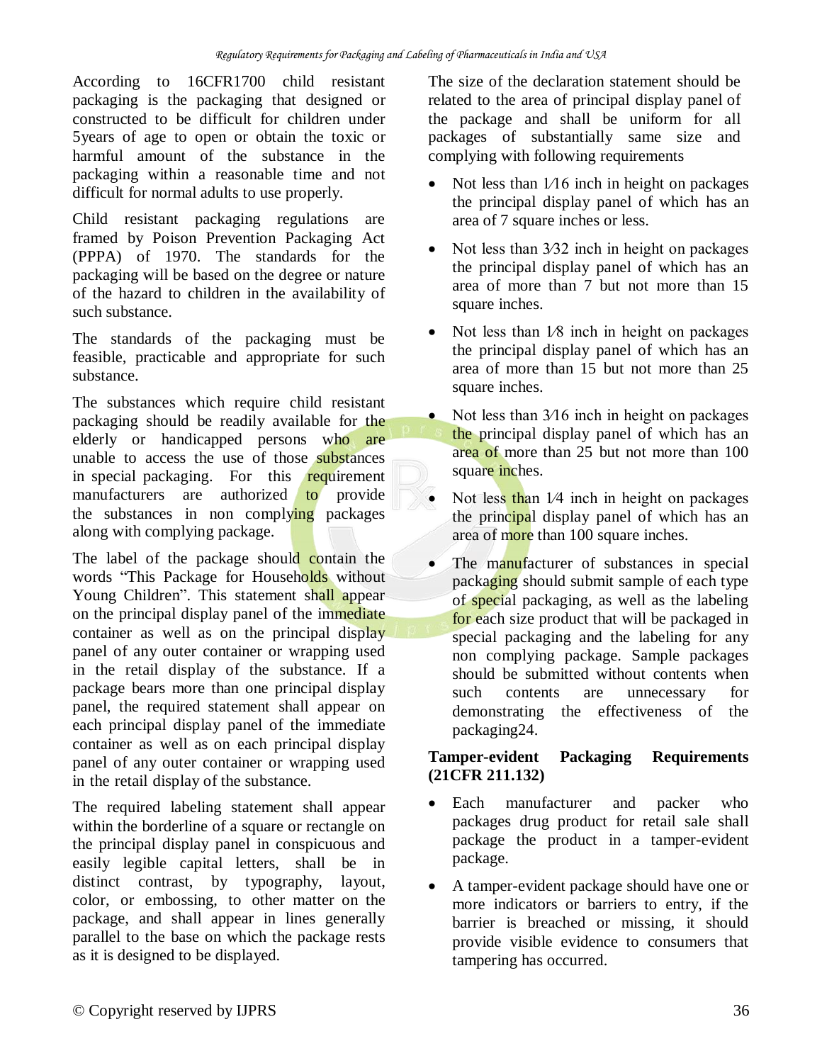According to 16CFR1700 child resistant packaging is the packaging that designed or constructed to be difficult for children under 5years of age to open or obtain the toxic or harmful amount of the substance in the packaging within a reasonable time and not difficult for normal adults to use properly.

Child resistant packaging regulations are framed by Poison Prevention Packaging Act (PPPA) of 1970. The standards for the packaging will be based on the degree or nature of the hazard to children in the availability of such substance.

The standards of the packaging must be feasible, practicable and appropriate for such substance.

The substances which require child resistant packaging should be readily available for the elderly or handicapped persons who are unable to access the use of those substances in special packaging. For this requirement manufacturers are authorized to provide the substances in non complying packages along with complying package.

The label of the package should contain the words "This Package for Households without Young Children". This statement shall appear on the principal display panel of the immediate container as well as on the principal display panel of any outer container or wrapping used in the retail display of the substance. If a package bears more than one principal display panel, the required statement shall appear on each principal display panel of the immediate container as well as on each principal display panel of any outer container or wrapping used in the retail display of the substance.

The required labeling statement shall appear within the borderline of a square or rectangle on the principal display panel in conspicuous and easily legible capital letters, shall be in distinct contrast, by typography, layout, color, or embossing, to other matter on the package, and shall appear in lines generally parallel to the base on which the package rests as it is designed to be displayed.

The size of the declaration statement should be related to the area of principal display panel of the package and shall be uniform for all packages of substantially same size and complying with following requirements

- Not less than 1⁄16 inch in height on packages the principal display panel of which has an area of 7 square inches or less.
- Not less than 3⁄32 inch in height on packages the principal display panel of which has an area of more than 7 but not more than 15 square inches.
- Not less than 1⁄8 inch in height on packages the principal display panel of which has an area of more than 15 but not more than 25 square inches.
- Not less than 3⁄16 inch in height on packages the principal display panel of which has an area of more than 25 but not more than 100 square inches.
- Not less than 1⁄4 inch in height on packages the principal display panel of which has an area of more than 100 square inches.
- The manufacturer of substances in special packaging should submit sample of each type of special packaging, as well as the labeling for each size product that will be packaged in special packaging and the labeling for any non complying package. Sample packages should be submitted without contents when such contents are unnecessary for demonstrating the effectiveness of the packaging[24].

**Tamper-evident Packaging Requirements (21CFR 211.132)**

- Each manufacturer and packer who packages drug product for retail sale shall package the product in a tamper-evident package.
- A tamper-evident package should have one or more indicators or barriers to entry, if the barrier is breached or missing, it should provide visible evidence to consumers that tampering has occurred.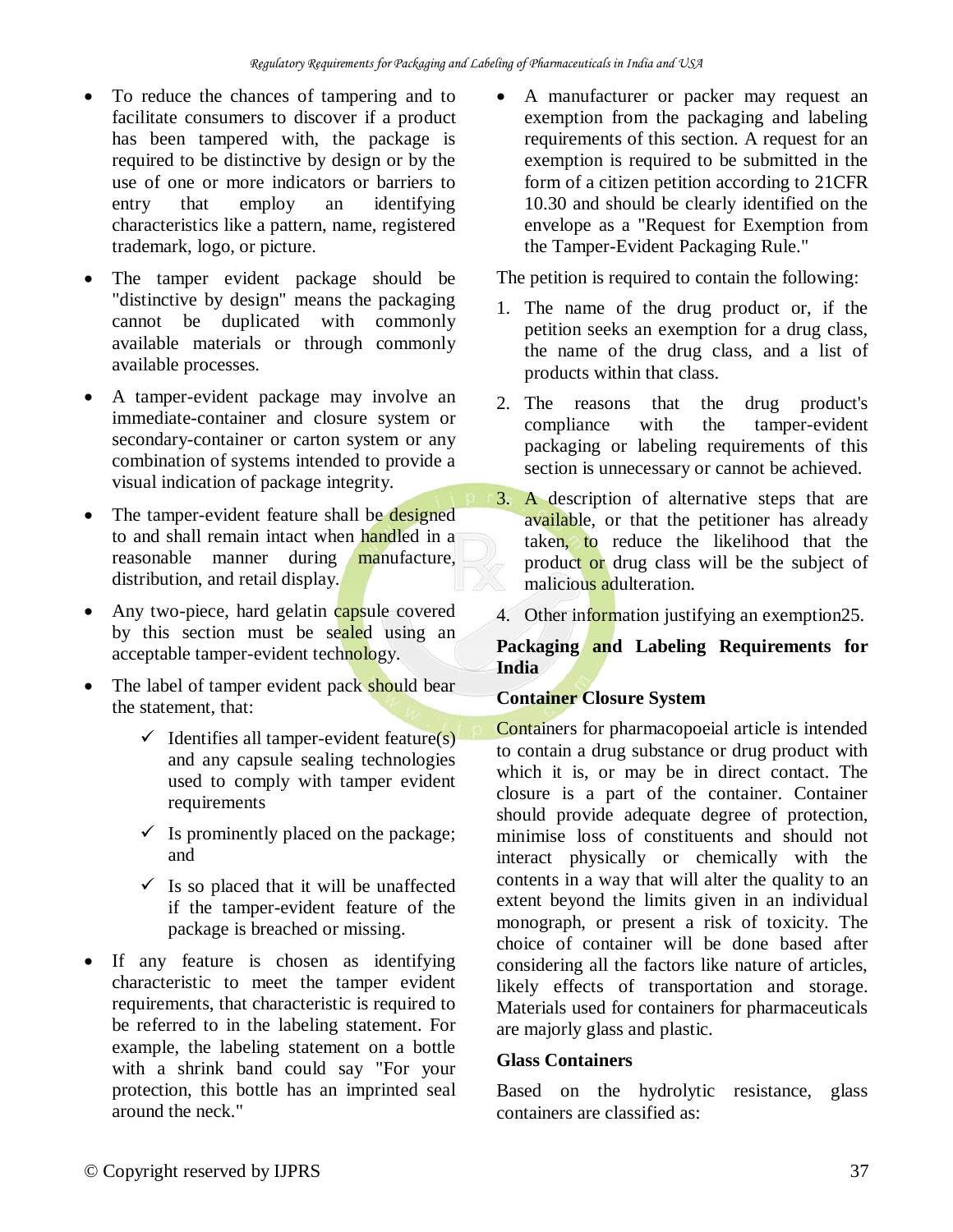- To reduce the chances of tampering and to facilitate consumers to discover if a product has been tampered with, the package is required to be distinctive by design or by the use of one or more indicators or barriers to entry that employ an identifying characteristics like a pattern, name, registered trademark, logo, or picture.
- The tamper evident package should be "distinctive by design" means the packaging cannot be duplicated with commonly available materials or through commonly available processes.
- A tamper-evident package may involve an immediate-container and closure system or secondary-container or carton system or any combination of systems intended to provide a visual indication of package integrity.
- The tamper-evident feature shall be designed to and shall remain intact when handled in a reasonable manner during manufacture, distribution, and retail display.
- Any two-piece, hard gelatin capsule covered by this section must be sealed using an acceptable tamper-evident technology.
- The label of tamper evident pack should bear the statement, that:
  - ✓ Identifies all tamper-evident feature(s) and any capsule sealing technologies used to comply with tamper evident requirements
  - ✓ Is prominently placed on the package; and
  - ✓ Is so placed that it will be unaffected if the tamper-evident feature of the package is breached or missing.
- If any feature is chosen as identifying characteristic to meet the tamper evident requirements, that characteristic is required to be referred to in the labeling statement. For example, the labeling statement on a bottle with a shrink band could say "For your protection, this bottle has an imprinted seal around the neck."
- A manufacturer or packer may request an exemption from the packaging and labeling requirements of this section. A request for an exemption is required to be submitted in the form of a citizen petition according to 21CFR 10.30 and should be clearly identified on the envelope as a "Request for Exemption from the Tamper-Evident Packaging Rule."

The petition is required to contain the following:

1. The name of the drug product or, if the petition seeks an exemption for a drug class, the name of the drug class, and a list of products within that class.
2. The reasons that the drug product's compliance with the tamper-evident packaging or labeling requirements of this section is unnecessary or cannot be achieved.
3. A description of alternative steps that are available, or that the petitioner has already taken, to reduce the likelihood that the product or drug class will be the subject of malicious adulteration.
4. Other information justifying an exemption25.

## Packaging and Labeling Requirements for India

### Container Closure System

Containers for pharmacopoeial article is intended to contain a drug substance or drug product with which it is, or may be in direct contact. The closure is a part of the container. Container should provide adequate degree of protection, minimise loss of constituents and should not interact physically or chemically with the contents in a way that will alter the quality to an extent beyond the limits given in an individual monograph, or present a risk of toxicity. The choice of container will be done based after considering all the factors like nature of articles, likely effects of transportation and storage. Materials used for containers for pharmaceuticals are majorly glass and plastic.

### Glass Containers

Based on the hydrolytic resistance, glass containers are classified as: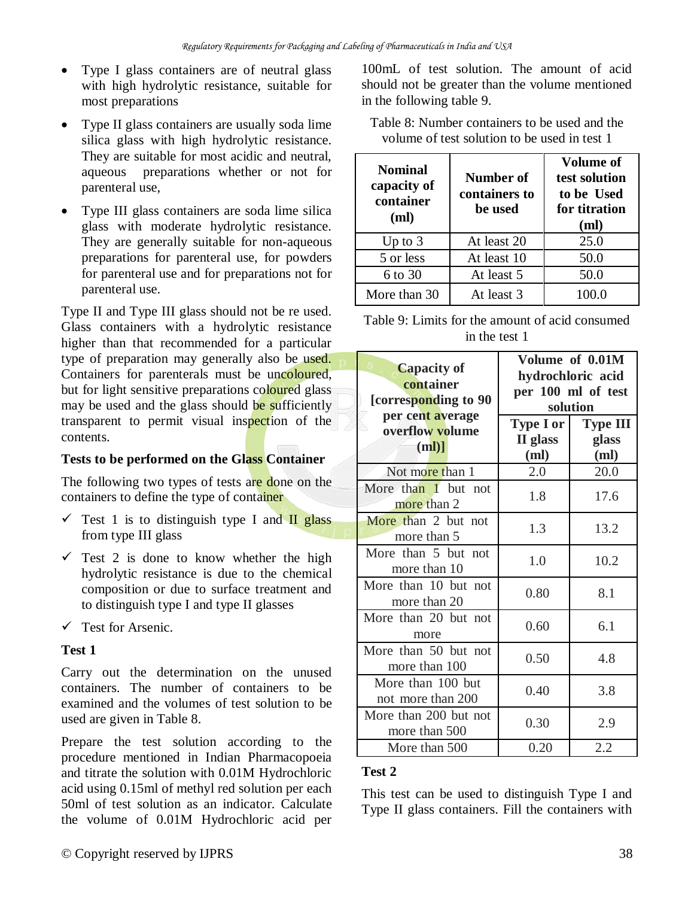- Type I glass containers are of neutral glass with high hydrolytic resistance, suitable for most preparations
- Type II glass containers are usually soda lime silica glass with high hydrolytic resistance. They are suitable for most acidic and neutral, aqueous preparations whether or not for parenteral use,
- Type III glass containers are soda lime silica glass with moderate hydrolytic resistance. They are generally suitable for non-aqueous preparations for parenteral use, for powders for parenteral use and for preparations not for parenteral use.

Type II and Type III glass should not be re used. Glass containers with a hydrolytic resistance higher than that recommended for a particular type of preparation may generally also be used. Containers for parenterals must be uncoloured, but for light sensitive preparations coloured glass may be used and the glass should be sufficiently transparent to permit visual inspection of the contents.

**Tests to be performed on the Glass Container**

The following two types of tests are done on the containers to define the type of container

- ✓ Test 1 is to distinguish type I and II glass from type III glass
- ✓ Test 2 is done to know whether the high hydrolytic resistance is due to the chemical composition or due to surface treatment and to distinguish type I and type II glasses
- ✓ Test for Arsenic.

**Test 1**

Carry out the determination on the unused containers. The number of containers to be examined and the volumes of test solution to be used are given in Table 8.

Prepare the test solution according to the procedure mentioned in Indian Pharmacopoeia and titrate the solution with 0.01M Hydrochloric acid using 0.15ml of methyl red solution per each 50ml of test solution as an indicator. Calculate the volume of 0.01M Hydrochloric acid per 100mL of test solution. The amount of acid should not be greater than the volume mentioned in the following table 9.

Table 8: Number containers to be used and the volume of test solution to be used in test 1

| Nominal capacity of container (ml) | Number of containers to be used | Volume of test solution to be Used for titration (ml) |
|---|---|---|
| Up to 3 | At least 20 | 25.0 |
| 5 or less | At least 10 | 50.0 |
| 6 to 30 | At least 5 | 50.0 |
| More than 30 | At least 3 | 100.0 |

Table 9: Limits for the amount of acid consumed in the test 1

| Capacity of container [corresponding to 90 per cent average overflow volume (ml)] | Volume of 0.01M hydrochloric acid per 100 ml of test solution | |
|---|---|---|
| | Type I or II glass (ml) | Type III glass (ml) |
| Not more than 1 | 2.0 | 20.0 |
| More than 1 but not more than 2 | 1.8 | 17.6 |
| More than 2 but not more than 5 | 1.3 | 13.2 |
| More than 5 but not more than 10 | 1.0 | 10.2 |
| More than 10 but not more than 20 | 0.80 | 8.1 |
| More than 20 but not more | 0.60 | 6.1 |
| More than 50 but not more than 100 | 0.50 | 4.8 |
| More than 100 but not more than 200 | 0.40 | 3.8 |
| More than 200 but not more than 500 | 0.30 | 2.9 |
| More than 500 | 0.20 | 2.2 |

**Test 2**

This test can be used to distinguish Type I and Type II glass containers. Fill the containers with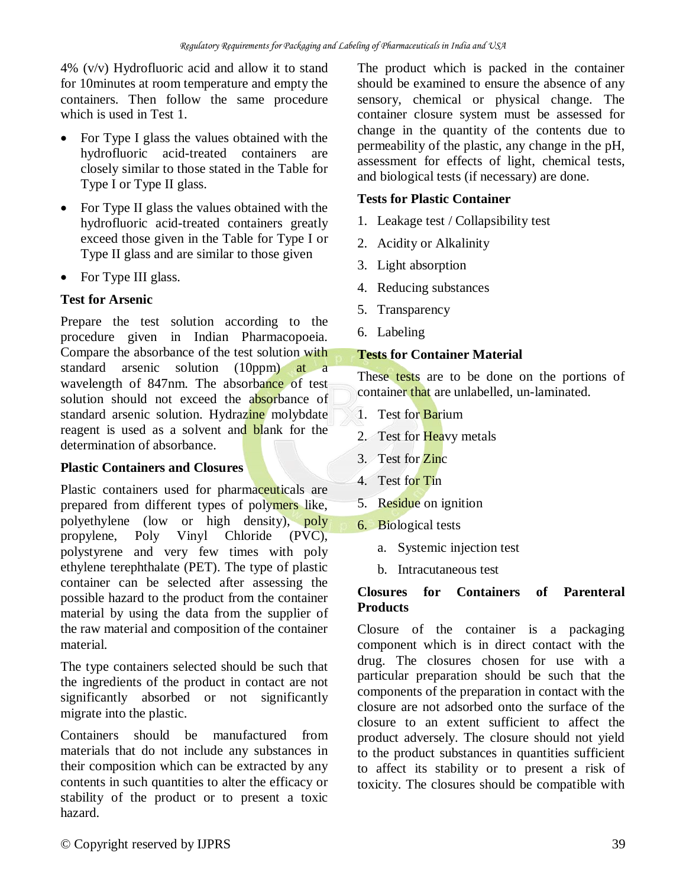4% (v/v) Hydrofluoric acid and allow it to stand for 10minutes at room temperature and empty the containers. Then follow the same procedure which is used in Test 1.

- For Type I glass the values obtained with the hydrofluoric acid-treated containers are closely similar to those stated in the Table for Type I or Type II glass.
- For Type II glass the values obtained with the hydrofluoric acid-treated containers greatly exceed those given in the Table for Type I or Type II glass and are similar to those given
- For Type III glass.

**Test for Arsenic**

Prepare the test solution according to the procedure given in Indian Pharmacopoeia. Compare the absorbance of the test solution with standard arsenic solution (10ppm) at a wavelength of 847nm. The absorbance of test solution should not exceed the absorbance of standard arsenic solution. Hydrazine molybdate reagent is used as a solvent and blank for the determination of absorbance.

**Plastic Containers and Closures**

Plastic containers used for pharmaceuticals are prepared from different types of polymers like, polyethylene (low or high density), poly propylene, Poly Vinyl Chloride (PVC), polystyrene and very few times with poly ethylene terephthalate (PET). The type of plastic container can be selected after assessing the possible hazard to the product from the container material by using the data from the supplier of the raw material and composition of the container material.

The type containers selected should be such that the ingredients of the product in contact are not significantly absorbed or not significantly migrate into the plastic.

Containers should be manufactured from materials that do not include any substances in their composition which can be extracted by any contents in such quantities to alter the efficacy or stability of the product or to present a toxic hazard.

The product which is packed in the container should be examined to ensure the absence of any sensory, chemical or physical change. The container closure system must be assessed for change in the quantity of the contents due to permeability of the plastic, any change in the pH, assessment for effects of light, chemical tests, and biological tests (if necessary) are done.

**Tests for Plastic Container**

1. Leakage test / Collapsibility test
2. Acidity or Alkalinity
3. Light absorption
4. Reducing substances
5. Transparency
6. Labeling

**Tests for Container Material**

These tests are to be done on the portions of container that are unlabelled, un-laminated.

1. Test for Barium
2. Test for Heavy metals
3. Test for Zinc
4. Test for Tin
5. Residue on ignition
6. Biological tests
    a. Systemic injection test
    b. Intracutaneous test

**Closures for Containers of Parenteral Products**

Closure of the container is a packaging component which is in direct contact with the drug. The closures chosen for use with a particular preparation should be such that the components of the preparation in contact with the closure are not adsorbed onto the surface of the closure to an extent sufficient to affect the product adversely. The closure should not yield to the product substances in quantities sufficient to affect its stability or to present a risk of toxicity. The closures should be compatible with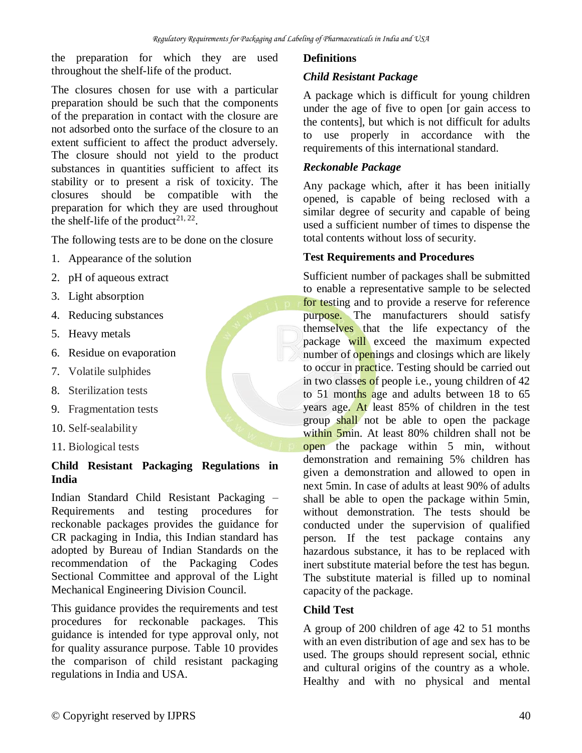the preparation for which they are used throughout the shelf-life of the product.

The closures chosen for use with a particular preparation should be such that the components of the preparation in contact with the closure are not adsorbed onto the surface of the closure to an extent sufficient to affect the product adversely. The closure should not yield to the product substances in quantities sufficient to affect its stability or to present a risk of toxicity. The closures should be compatible with the preparation for which they are used throughout the shelf-life of the product[21, 22].

The following tests are to be done on the closure

1. Appearance of the solution
2. pH of aqueous extract
3. Light absorption
4. Reducing substances
5. Heavy metals
6. Residue on evaporation
7. Volatile sulphides
8. Sterilization tests
9. Fragmentation tests
10. Self-sealability
11. Biological tests

**Child Resistant Packaging Regulations in India**

Indian Standard Child Resistant Packaging – Requirements and testing procedures for reckonable packages provides the guidance for CR packaging in India, this Indian standard has adopted by Bureau of Indian Standards on the recommendation of the Packaging Codes Sectional Committee and approval of the Light Mechanical Engineering Division Council.

This guidance provides the requirements and test procedures for reckonable packages. This guidance is intended for type approval only, not for quality assurance purpose. Table 10 provides the comparison of child resistant packaging regulations in India and USA.

**Definitions**

***Child Resistant Package***

A package which is difficult for young children under the age of five to open [or gain access to the contents], but which is not difficult for adults to use properly in accordance with the requirements of this international standard.

***Reckonable Package***

Any package which, after it has been initially opened, is capable of being reclosed with a similar degree of security and capable of being used a sufficient number of times to dispense the total contents without loss of security.

**Test Requirements and Procedures**

Sufficient number of packages shall be submitted to enable a representative sample to be selected for testing and to provide a reserve for reference purpose. The manufacturers should satisfy themselves that the life expectancy of the package will exceed the maximum expected number of openings and closings which are likely to occur in practice. Testing should be carried out in two classes of people i.e., young children of 42 to 51 months age and adults between 18 to 65 years age. At least 85% of children in the test group shall not be able to open the package within 5min. At least 80% children shall not be open the package within 5 min, without demonstration and remaining 5% children has given a demonstration and allowed to open in next 5min. In case of adults at least 90% of adults shall be able to open the package within 5min, without demonstration. The tests should be conducted under the supervision of qualified person. If the test package contains any hazardous substance, it has to be replaced with inert substitute material before the test has begun. The substitute material is filled up to nominal capacity of the package.

**Child Test**

A group of 200 children of age 42 to 51 months with an even distribution of age and sex has to be used. The groups should represent social, ethnic and cultural origins of the country as a whole. Healthy and with no physical and mental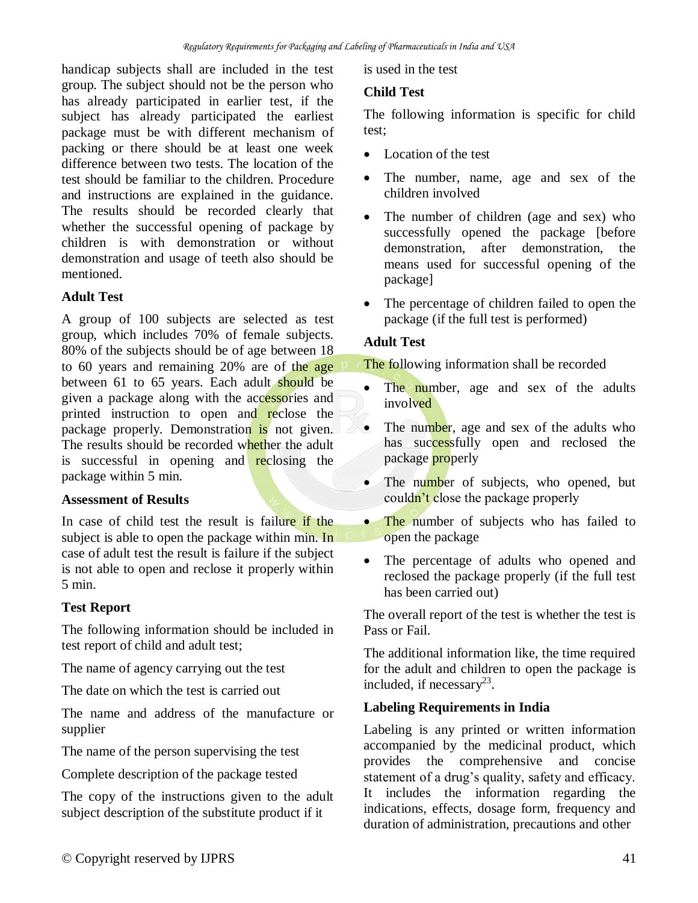handicap subjects shall are included in the test group. The subject should not be the person who has already participated in earlier test, if the subject has already participated the earliest package must be with different mechanism of packing or there should be at least one week difference between two tests. The location of the test should be familiar to the children. Procedure and instructions are explained in the guidance. The results should be recorded clearly that whether the successful opening of package by children is with demonstration or without demonstration and usage of teeth also should be mentioned.

**Adult Test**

A group of 100 subjects are selected as test group, which includes 70% of female subjects. 80% of the subjects should be of age between 18 to 60 years and remaining 20% are of the age between 61 to 65 years. Each adult should be given a package along with the accessories and printed instruction to open and reclose the package properly. Demonstration is not given. The results should be recorded whether the adult is successful in opening and reclosing the package within 5 min.

**Assessment of Results**

In case of child test the result is failure if the subject is able to open the package within min. In case of adult test the result is failure if the subject is not able to open and reclose it properly within 5 min.

**Test Report**

The following information should be included in test report of child and adult test;

The name of agency carrying out the test

The date on which the test is carried out

The name and address of the manufacture or supplier

The name of the person supervising the test

Complete description of the package tested

The copy of the instructions given to the adult subject description of the substitute product if it is used in the test

**Child Test**

The following information is specific for child test;

- Location of the test
- The number, name, age and sex of the children involved
- The number of children (age and sex) who successfully opened the package [before demonstration, after demonstration, the means used for successful opening of the package]
- The percentage of children failed to open the package (if the full test is performed)

**Adult Test**

The following information shall be recorded

- The number, age and sex of the adults involved
- The number, age and sex of the adults who has successfully open and reclosed the package properly
- The number of subjects, who opened, but couldn't close the package properly
- The number of subjects who has failed to open the package
- The percentage of adults who opened and reclosed the package properly (if the full test has been carried out)

The overall report of the test is whether the test is Pass or Fail.

The additional information like, the time required for the adult and children to open the package is included, if necessary[23].

**Labeling Requirements in India**

Labeling is any printed or written information accompanied by the medicinal product, which provides the comprehensive and concise statement of a drug's quality, safety and efficacy. It includes the information regarding the indications, effects, dosage form, frequency and duration of administration, precautions and other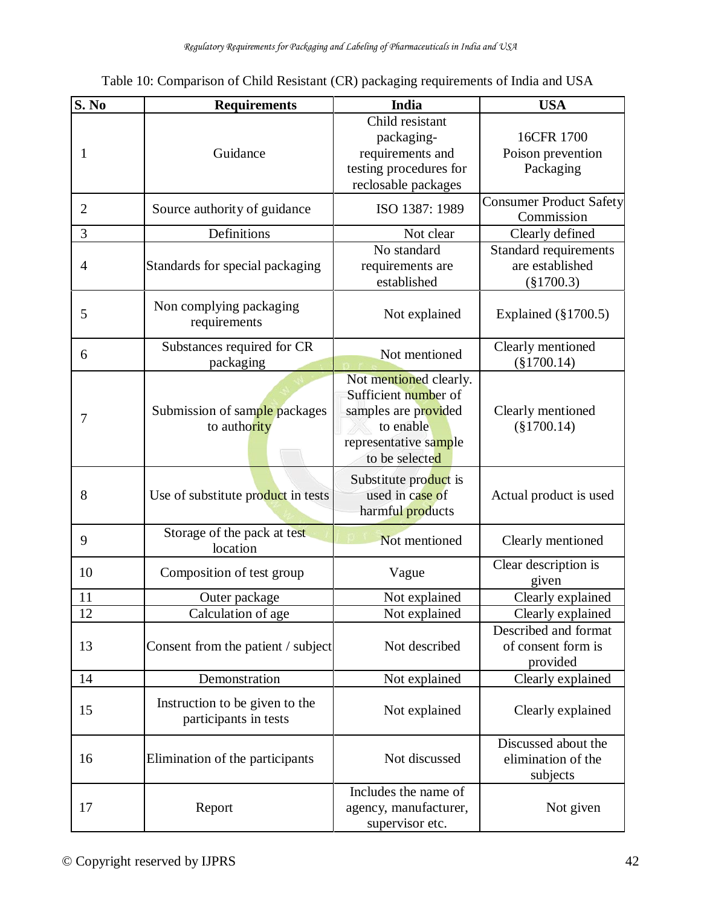Table 10: Comparison of Child Resistant (CR) packaging requirements of India and USA

| S. No | Requirements | India | USA |
|---|---|---|---|
| 1 | Guidance | Child resistant packaging-requirements and testing procedures for reclosable packages | 16CFR 1700 Poison prevention Packaging |
| 2 | Source authority of guidance | ISO 1387: 1989 | Consumer Product Safety Commission |
| 3 | Definitions | Not clear | Clearly defined |
| 4 | Standards for special packaging | No standard requirements are established | Standard requirements are established (§1700.3) |
| 5 | Non complying packaging requirements | Not explained | Explained (§1700.5) |
| 6 | Substances required for CR packaging | Not mentioned | Clearly mentioned (§1700.14) |
| 7 | Submission of sample packages to authority | Not mentioned clearly. Sufficient number of samples are provided to enable representative sample to be selected | Clearly mentioned (§1700.14) |
| 8 | Use of substitute product in tests | Substitute product is used in case of harmful products | Actual product is used |
| 9 | Storage of the pack at test location | Not mentioned | Clearly mentioned |
| 10 | Composition of test group | Vague | Clear description is given |
| 11 | Outer package | Not explained | Clearly explained |
| 12 | Calculation of age | Not explained | Clearly explained |
| 13 | Consent from the patient / subject | Not described | Described and format of consent form is provided |
| 14 | Demonstration | Not explained | Clearly explained |
| 15 | Instruction to be given to the participants in tests | Not explained | Clearly explained |
| 16 | Elimination of the participants | Not discussed | Discussed about the elimination of the subjects |
| 17 | Report | Includes the name of agency, manufacturer, supervisor etc. | Not given |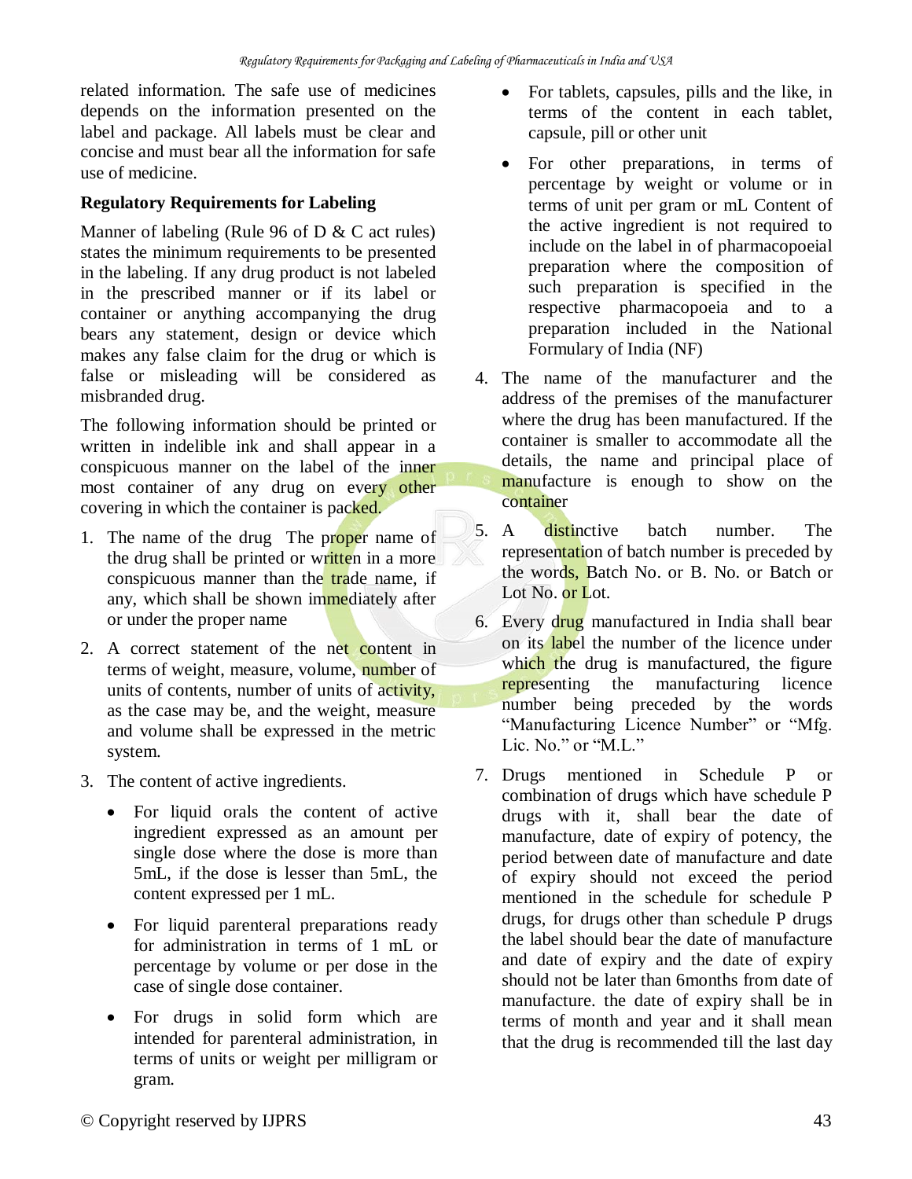related information. The safe use of medicines depends on the information presented on the label and package. All labels must be clear and concise and must bear all the information for safe use of medicine.

**Regulatory Requirements for Labeling**

Manner of labeling (Rule 96 of D & C act rules) states the minimum requirements to be presented in the labeling. If any drug product is not labeled in the prescribed manner or if its label or container or anything accompanying the drug bears any statement, design or device which makes any false claim for the drug or which is false or misleading will be considered as misbranded drug.

The following information should be printed or written in indelible ink and shall appear in a conspicuous manner on the label of the inner most container of any drug on every other covering in which the container is packed.

1. The name of the drug The proper name of the drug shall be printed or written in a more conspicuous manner than the trade name, if any, which shall be shown immediately after or under the proper name
2. A correct statement of the net content in terms of weight, measure, volume, number of units of contents, number of units of activity, as the case may be, and the weight, measure and volume shall be expressed in the metric system.
3. The content of active ingredients.
    - For liquid orals the content of active ingredient expressed as an amount per single dose where the dose is more than 5mL, if the dose is lesser than 5mL, the content expressed per 1 mL.
    - For liquid parenteral preparations ready for administration in terms of 1 mL or percentage by volume or per dose in the case of single dose container.
    - For drugs in solid form which are intended for parenteral administration, in terms of units or weight per milligram or gram.
    - For tablets, capsules, pills and the like, in terms of the content in each tablet, capsule, pill or other unit
    - For other preparations, in terms of percentage by weight or volume or in terms of unit per gram or mL Content of the active ingredient is not required to include on the label in of pharmacopoeial preparation where the composition of such preparation is specified in the respective pharmacopoeia and to a preparation included in the National Formulary of India (NF)
4. The name of the manufacturer and the address of the premises of the manufacturer where the drug has been manufactured. If the container is smaller to accommodate all the details, the name and principal place of manufacture is enough to show on the container
5. A distinctive batch number. The representation of batch number is preceded by the words, Batch No. or B. No. or Batch or Lot No. or Lot.
6. Every drug manufactured in India shall bear on its label the number of the licence under which the drug is manufactured, the figure representing the manufacturing licence number being preceded by the words "Manufacturing Licence Number" or "Mfg. Lic. No." or "M.L."
7. Drugs mentioned in Schedule P or combination of drugs which have schedule P drugs with it, shall bear the date of manufacture, date of expiry of potency, the period between date of manufacture and date of expiry should not exceed the period mentioned in the schedule for schedule P drugs, for drugs other than schedule P drugs the label should bear the date of manufacture and date of expiry and the date of expiry should not be later than 6months from date of manufacture. the date of expiry shall be in terms of month and year and it shall mean that the drug is recommended till the last day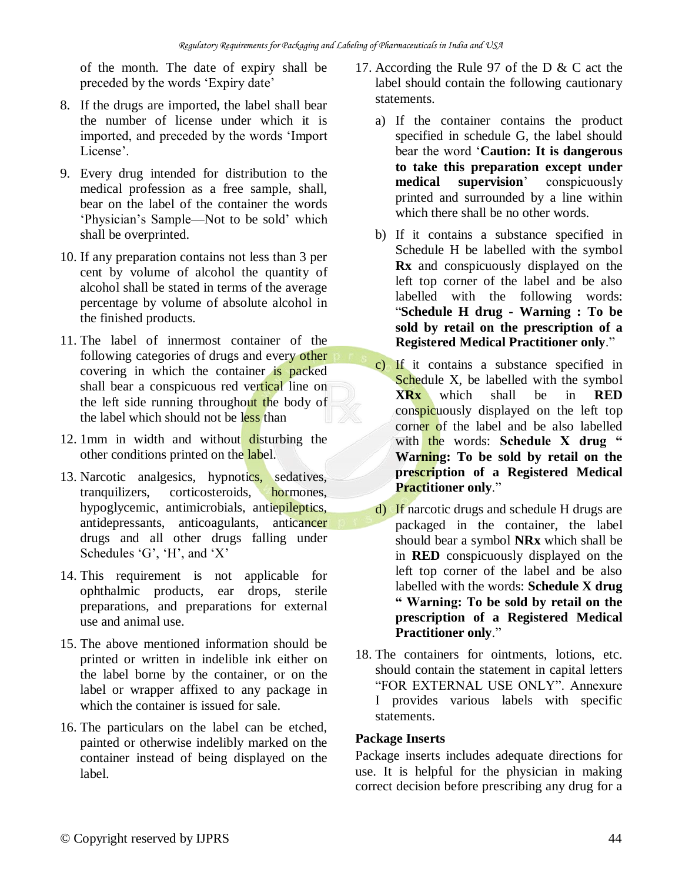of the month. The date of expiry shall be preceded by the words 'Expiry date'

8. If the drugs are imported, the label shall bear the number of license under which it is imported, and preceded by the words 'Import License'.
9. Every drug intended for distribution to the medical profession as a free sample, shall, bear on the label of the container the words 'Physician's Sample—Not to be sold' which shall be overprinted.
10. If any preparation contains not less than 3 per cent by volume of alcohol the quantity of alcohol shall be stated in terms of the average percentage by volume of absolute alcohol in the finished products.
11. The label of innermost container of the following categories of drugs and every other covering in which the container is packed shall bear a conspicuous red vertical line on the left side running throughout the body of the label which should not be less than
12. 1mm in width and without disturbing the other conditions printed on the label.
13. Narcotic analgesics, hypnotics, sedatives, tranquilizers, corticosteroids, hormones, hypoglycemic, antimicrobials, antiepileptics, antidepressants, anticoagulants, anticancer drugs and all other drugs falling under Schedules 'G', 'H', and 'X'
14. This requirement is not applicable for ophthalmic products, ear drops, sterile preparations, and preparations for external use and animal use.
15. The above mentioned information should be printed or written in indelible ink either on the label borne by the container, or on the label or wrapper affixed to any package in which the container is issued for sale.
16. The particulars on the label can be etched, painted or otherwise indelibly marked on the container instead of being displayed on the label.
17. According the Rule 97 of the D & C act the label should contain the following cautionary statements.
    a) If the container contains the product specified in schedule G, the label should bear the word '**Caution: It is dangerous to take this preparation except under medical supervision**' conspicuously printed and surrounded by a line within which there shall be no other words.
    b) If it contains a substance specified in Schedule H be labelled with the symbol **Rx** and conspicuously displayed on the left top corner of the label and be also labelled with the following words: "**Schedule H drug - Warning : To be sold by retail on the prescription of a Registered Medical Practitioner only**."
    c) If it contains a substance specified in Schedule X, be labelled with the symbol **XRx** which shall be in **RED** conspicuously displayed on the left top corner of the label and be also labelled with the words: **Schedule X drug " Warning: To be sold by retail on the prescription of a Registered Medical Practitioner only**."
    d) If narcotic drugs and schedule H drugs are packaged in the container, the label should bear a symbol **NRx** which shall be in **RED** conspicuously displayed on the left top corner of the label and be also labelled with the words: **Schedule X drug " Warning: To be sold by retail on the prescription of a Registered Medical Practitioner only**."
18. The containers for ointments, lotions, etc. should contain the statement in capital letters "FOR EXTERNAL USE ONLY". Annexure I provides various labels with specific statements.

**Package Inserts**

Package inserts includes adequate directions for use. It is helpful for the physician in making correct decision before prescribing any drug for a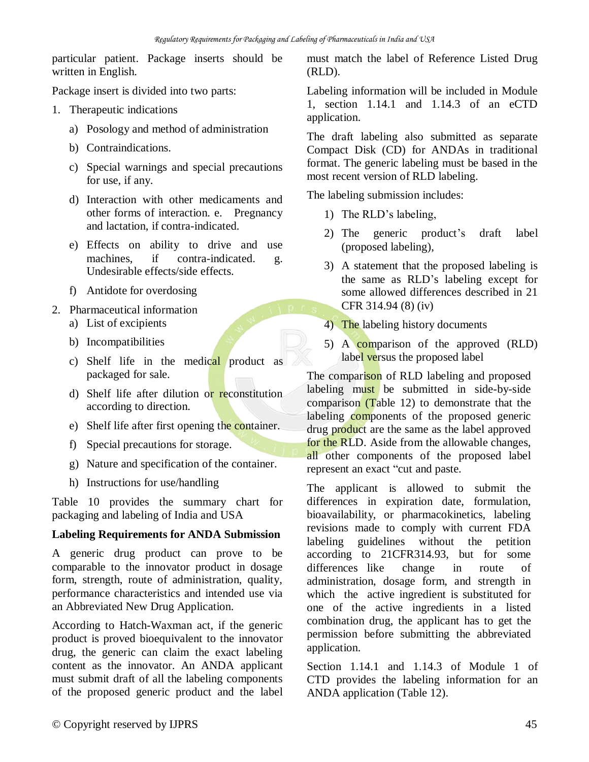particular patient. Package inserts should be written in English.

Package insert is divided into two parts:

1. Therapeutic indications
   a) Posology and method of administration
   b) Contraindications.
   c) Special warnings and special precautions for use, if any.
   d) Interaction with other medicaments and other forms of interaction. e. Pregnancy and lactation, if contra-indicated.
   e) Effects on ability to drive and use machines, if contra-indicated. g. Undesirable effects/side effects.
   f) Antidote for overdosing
2. Pharmaceutical information
   a) List of excipients
   b) Incompatibilities
   c) Shelf life in the medical product as packaged for sale.
   d) Shelf life after dilution or reconstitution according to direction.
   e) Shelf life after first opening the container.
   f) Special precautions for storage.
   g) Nature and specification of the container.
   h) Instructions for use/handling

Table 10 provides the summary chart for packaging and labeling of India and USA

**Labeling Requirements for ANDA Submission**

A generic drug product can prove to be comparable to the innovator product in dosage form, strength, route of administration, quality, performance characteristics and intended use via an Abbreviated New Drug Application.

According to Hatch-Waxman act, if the generic product is proved bioequivalent to the innovator drug, the generic can claim the exact labeling content as the innovator. An ANDA applicant must submit draft of all the labeling components of the proposed generic product and the label must match the label of Reference Listed Drug (RLD).

Labeling information will be included in Module 1, section 1.14.1 and 1.14.3 of an eCTD application.

The draft labeling also submitted as separate Compact Disk (CD) for ANDAs in traditional format. The generic labeling must be based in the most recent version of RLD labeling.

The labeling submission includes:

1) The RLD's labeling,
2) The generic product's draft label (proposed labeling),
3) A statement that the proposed labeling is the same as RLD's labeling except for some allowed differences described in 21 CFR 314.94 (8) (iv)
4) The labeling history documents
5) A comparison of the approved (RLD) label versus the proposed label

The comparison of RLD labeling and proposed labeling must be submitted in side-by-side comparison (Table 12) to demonstrate that the labeling components of the proposed generic drug product are the same as the label approved for the RLD. Aside from the allowable changes, all other components of the proposed label represent an exact "cut and paste.

The applicant is allowed to submit the differences in expiration date, formulation, bioavailability, or pharmacokinetics, labeling revisions made to comply with current FDA labeling guidelines without the petition according to 21CFR314.93, but for some differences like change in route of administration, dosage form, and strength in which the active ingredient is substituted for one of the active ingredients in a listed combination drug, the applicant has to get the permission before submitting the abbreviated application.

Section 1.14.1 and 1.14.3 of Module 1 of CTD provides the labeling information for an ANDA application (Table 12).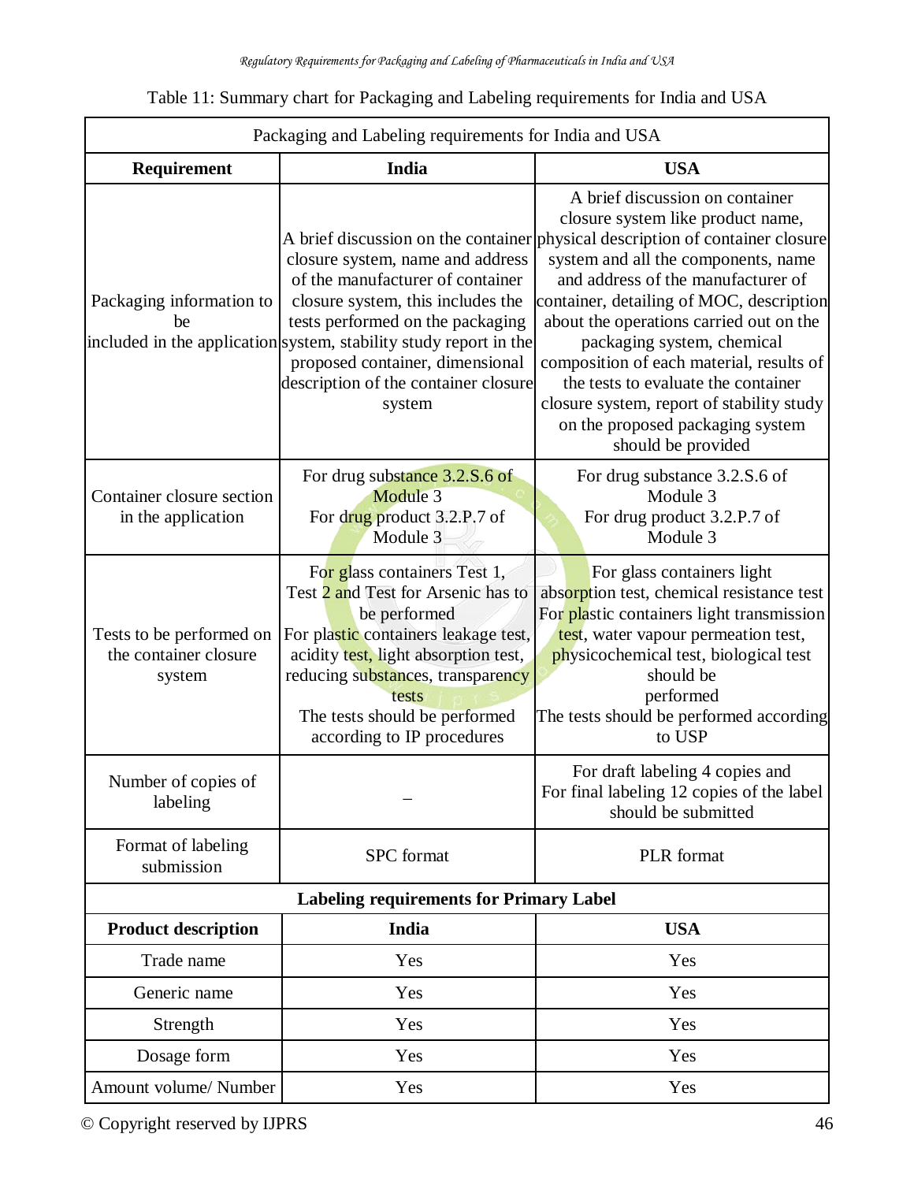Table 11: Summary chart for Packaging and Labeling requirements for India and USA

| Packaging and Labeling requirements for India and USA | | |
|---|---|---|
| **Requirement** | **India** | **USA** |
| Packaging information to be included in the application | A brief discussion on the container closure system, name and address of the manufacturer of container closure system, this includes the tests performed on the packaging system, stability study report in the proposed container, dimensional description of the container closure system | A brief discussion on container closure system like product name, physical description of container closure system and all the components, name and address of the manufacturer of container, detailing of MOC, description about the operations carried out on the packaging system, chemical composition of each material, results of the tests to evaluate the container closure system, report of stability study on the proposed packaging system should be provided |
| Container closure section in the application | For drug substance 3.2.S.6 of Module 3<br>For drug product 3.2.P.7 of Module 3 | For drug substance 3.2.S.6 of Module 3<br>For drug product 3.2.P.7 of Module 3 |
| Tests to be performed on the container closure system | For glass containers Test 1, Test 2 and Test for Arsenic has to be performed<br>For plastic containers leakage test, acidity test, light absorption test, reducing substances, transparency tests<br>The tests should be performed according to IP procedures | For glass containers light absorption test, chemical resistance test<br>For plastic containers light transmission test, water vapour permeation test, physicochemical test, biological test should be performed<br>The tests should be performed according to USP |
| Number of copies of labeling | – | For draft labeling 4 copies and For final labeling 12 copies of the label should be submitted |
| Format of labeling submission | SPC format | PLR format |
| **Labeling requirements for Primary Label** | | |
| **Product description** | **India** | **USA** |
| Trade name | Yes | Yes |
| Generic name | Yes | Yes |
| Strength | Yes | Yes |
| Dosage form | Yes | Yes |
| Amount volume/ Number | Yes | Yes |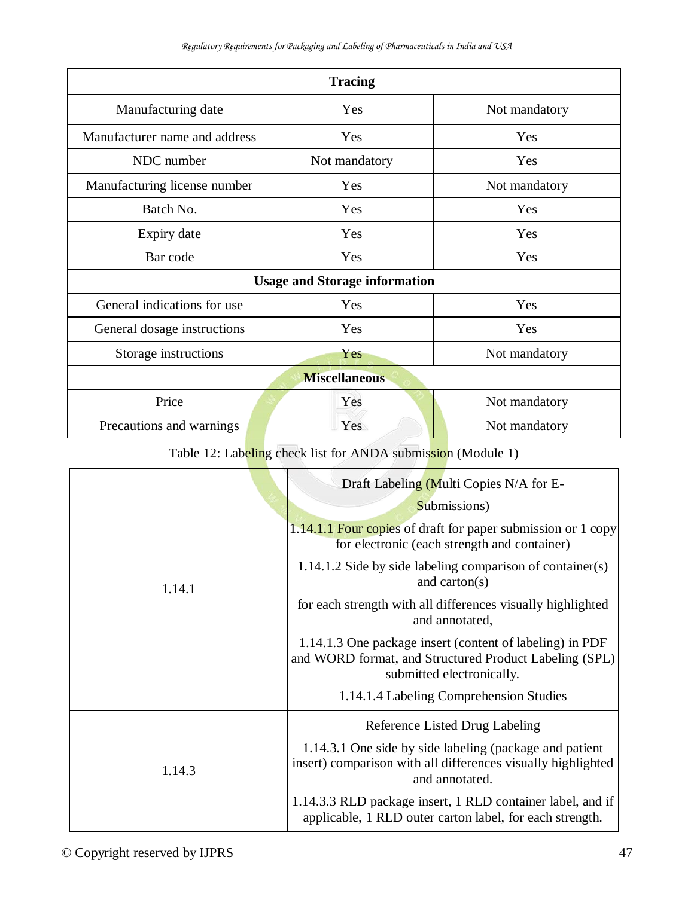| Tracing | | |
|---|---|---|
| Manufacturing date | Yes | Not mandatory |
| Manufacturer name and address | Yes | Yes |
| NDC number | Not mandatory | Yes |
| Manufacturing license number | Yes | Not mandatory |
| Batch No. | Yes | Yes |
| Expiry date | Yes | Yes |
| Bar code | Yes | Yes |
| **Usage and Storage information** | | |
| General indications for use | Yes | Yes |
| General dosage instructions | Yes | Yes |
| Storage instructions | Yes | Not mandatory |
| **Miscellaneous** | | |
| Price | Yes | Not mandatory |
| Precautions and warnings | Yes | Not mandatory |

Table 12: Labeling check list for ANDA submission (Module 1)

| | |
|---|---|
| 1.14.1 | Draft Labeling (Multi Copies N/A for E-Submissions)<br>1.14.1.1 Four copies of draft for paper submission or 1 copy for electronic (each strength and container)<br>1.14.1.2 Side by side labeling comparison of container(s) and carton(s)<br>for each strength with all differences visually highlighted and annotated,<br>1.14.1.3 One package insert (content of labeling) in PDF and WORD format, and Structured Product Labeling (SPL) submitted electronically.<br>1.14.1.4 Labeling Comprehension Studies |
| 1.14.3 | Reference Listed Drug Labeling<br>1.14.3.1 One side by side labeling (package and patient insert) comparison with all differences visually highlighted and annotated.<br>1.14.3.3 RLD package insert, 1 RLD container label, and if applicable, 1 RLD outer carton label, for each strength. |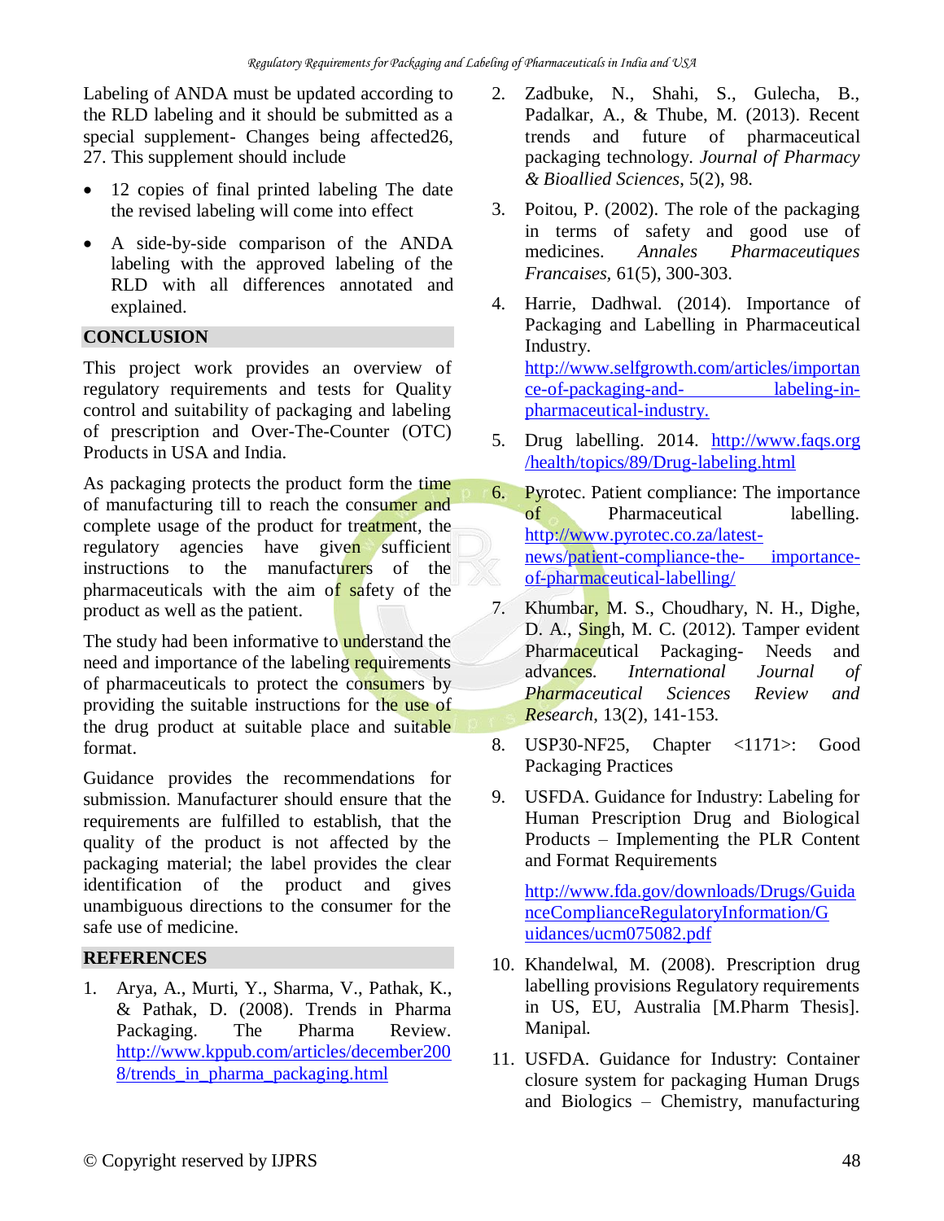Labeling of ANDA must be updated according to the RLD labeling and it should be submitted as a special supplement- Changes being affected26, 27. This supplement should include

- 12 copies of final printed labeling The date the revised labeling will come into effect
- A side-by-side comparison of the ANDA labeling with the approved labeling of the RLD with all differences annotated and explained.

## CONCLUSION

This project work provides an overview of regulatory requirements and tests for Quality control and suitability of packaging and labeling of prescription and Over-The-Counter (OTC) Products in USA and India.

As packaging protects the product form the time of manufacturing till to reach the consumer and complete usage of the product for treatment, the regulatory agencies have given sufficient instructions to the manufacturers of the pharmaceuticals with the aim of safety of the product as well as the patient.

The study had been informative to understand the need and importance of the labeling requirements of pharmaceuticals to protect the consumers by providing the suitable instructions for the use of the drug product at suitable place and suitable format.

Guidance provides the recommendations for submission. Manufacturer should ensure that the requirements are fulfilled to establish, that the quality of the product is not affected by the packaging material; the label provides the clear identification of the product and gives unambiguous directions to the consumer for the safe use of medicine.

## REFERENCES

1. Arya, A., Murti, Y., Sharma, V., Pathak, K., & Pathak, D. (2008). Trends in Pharma Packaging. The Pharma Review. http://www.kppub.com/articles/december2008/trends_in_pharma_packaging.html
2. Zadbuke, N., Shahi, S., Gulecha, B., Padalkar, A., & Thube, M. (2013). Recent trends and future of pharmaceutical packaging technology. *Journal of Pharmacy & Bioallied Sciences*, 5(2), 98.
3. Poitou, P. (2002). The role of the packaging in terms of safety and good use of medicines. *Annales Pharmaceutiques Francaises*, 61(5), 300-303.
4. Harrie, Dadhwal. (2014). Importance of Packaging and Labelling in Pharmaceutical Industry. http://www.selfgrowth.com/articles/importance-of-packaging-and- labeling-in-pharmaceutical-industry.
5. Drug labelling. 2014. http://www.faqs.org/health/topics/89/Drug-labeling.html
6. Pyrotec. Patient compliance: The importance of Pharmaceutical labelling. http://www.pyrotec.co.za/latest-news/patient-compliance-the- importance-of-pharmaceutical-labelling/
7. Khumbar, M. S., Choudhary, N. H., Dighe, D. A., Singh, M. C. (2012). Tamper evident Pharmaceutical Packaging- Needs and advances. *International Journal of Pharmaceutical Sciences Review and Research*, 13(2), 141-153.
8. USP30-NF25, Chapter <1171>: Good Packaging Practices
9. USFDA. Guidance for Industry: Labeling for Human Prescription Drug and Biological Products – Implementing the PLR Content and Format Requirements

   http://www.fda.gov/downloads/Drugs/GuidanceComplianceRegulatoryInformation/Guidances/ucm075082.pdf
10. Khandelwal, M. (2008). Prescription drug labelling provisions Regulatory requirements in US, EU, Australia [M.Pharm Thesis]. Manipal.
11. USFDA. Guidance for Industry: Container closure system for packaging Human Drugs and Biologics – Chemistry, manufacturing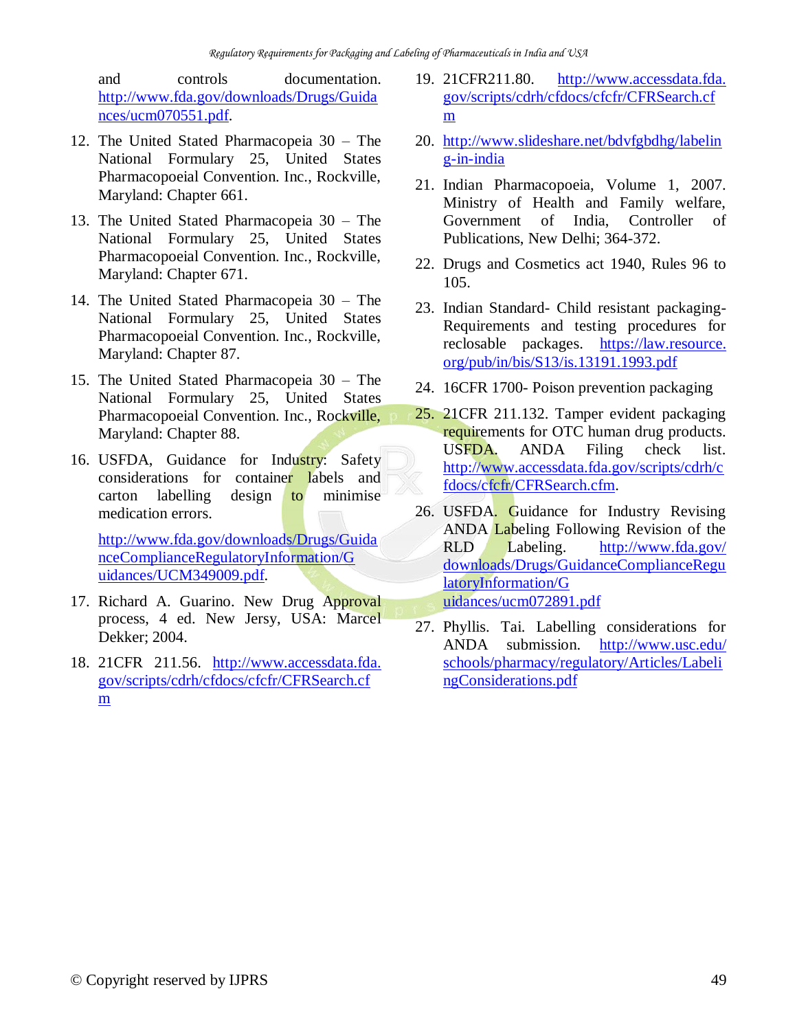and controls documentation. http://www.fda.gov/downloads/Drugs/Guidances/ucm070551.pdf.

12. The United Stated Pharmacopeia 30 – The National Formulary 25, United States Pharmacopoeial Convention. Inc., Rockville, Maryland: Chapter 661.
13. The United Stated Pharmacopeia 30 – The National Formulary 25, United States Pharmacopoeial Convention. Inc., Rockville, Maryland: Chapter 671.
14. The United Stated Pharmacopeia 30 – The National Formulary 25, United States Pharmacopoeial Convention. Inc., Rockville, Maryland: Chapter 87.
15. The United Stated Pharmacopeia 30 – The National Formulary 25, United States Pharmacopoeial Convention. Inc., Rockville, Maryland: Chapter 88.
16. USFDA, Guidance for Industry: Safety considerations for container labels and carton labelling design to minimise medication errors.

    http://www.fda.gov/downloads/Drugs/GuidanceComplianceRegulatoryInformation/Guidances/UCM349009.pdf.
17. Richard A. Guarino. New Drug Approval process, 4 ed. New Jersy, USA: Marcel Dekker; 2004.
18. 21CFR 211.56. http://www.accessdata.fda.gov/scripts/cdrh/cfdocs/cfcfr/CFRSearch.cfm
19. 21CFR211.80. http://www.accessdata.fda.gov/scripts/cdrh/cfdocs/cfcfr/CFRSearch.cfm
20. http://www.slideshare.net/bdvfgbdhg/labeling-in-india
21. Indian Pharmacopoeia, Volume 1, 2007. Ministry of Health and Family welfare, Government of India, Controller of Publications, New Delhi; 364-372.
22. Drugs and Cosmetics act 1940, Rules 96 to 105.
23. Indian Standard- Child resistant packaging-Requirements and testing procedures for reclosable packages. https://law.resource.org/pub/in/bis/S13/is.13191.1993.pdf
24. 16CFR 1700- Poison prevention packaging
25. 21CFR 211.132. Tamper evident packaging requirements for OTC human drug products. USFDA. ANDA Filing check list. http://www.accessdata.fda.gov/scripts/cdrh/cfdocs/cfcfr/CFRSearch.cfm.
26. USFDA. Guidance for Industry Revising ANDA Labeling Following Revision of the RLD Labeling. http://www.fda.gov/downloads/Drugs/GuidanceComplianceRegulatoryInformation/Guidances/ucm072891.pdf
27. Phyllis. Tai. Labelling considerations for ANDA submission. http://www.usc.edu/schools/pharmacy/regulatory/Articles/LabelingConsiderations.pdf